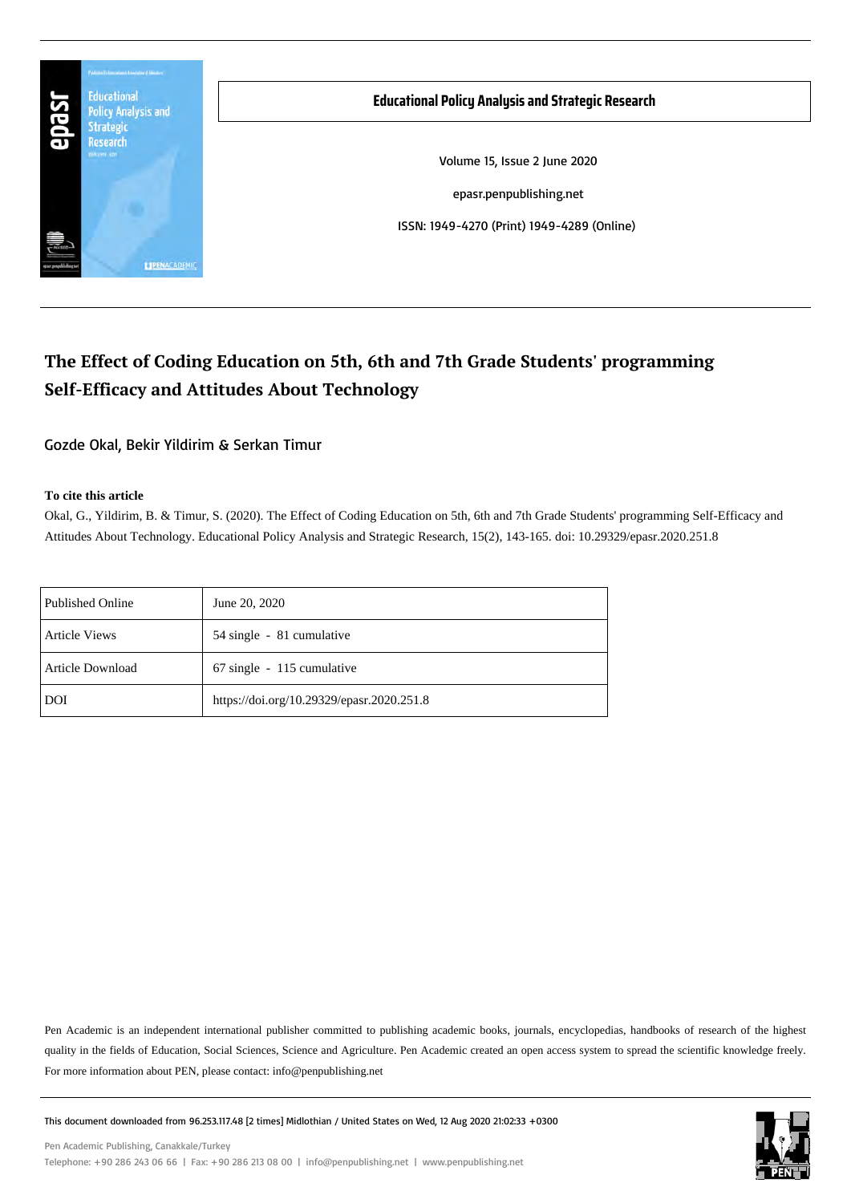**Educational Policy Analysis and Strategic Research**

Volume 15, Issue 2 June 2020

epasr.penpublishing.net

ISSN: 1949-4270 (Print) 1949-4289 (Online)

# The Effect of Coding Education on 5th, 6th and 7th Grade Students' programming Self-Efficacy and Attitudes About Technology

Gozde Okal, Bekir Yildirim & Serkan Timur

**To cite this article**

Okal, G., Yildirim, B. & Timur, S. (2020). The Effect of Coding Education on 5th, 6th and 7th Grade Students' programming Self-Efficacy and Attitudes About Technology. Educational Policy Analysis and Strategic Research, 15(2), 143-165. doi: 10.29329/epasr.2020.251.8

| | |
|---|---|
| Published Online | June 20, 2020 |
| Article Views | 54 single - 81 cumulative |
| Article Download | 67 single - 115 cumulative |
| DOI | https://doi.org/10.29329/epasr.2020.251.8 |

Pen Academic is an independent international publisher committed to publishing academic books, journals, encyclopedias, handbooks of research of the highest quality in the fields of Education, Social Sciences, Science and Agriculture. Pen Academic created an open access system to spread the scientific knowledge freely. For more information about PEN, please contact: info@penpublishing.net

This document downloaded from 96.253.117.48 [2 times] Midlothian / United States on Wed, 12 Aug 2020 21:02:33 +0300

Pen Academic Publishing, Canakkale/Turkey

Telephone: +90 286 243 06 66 | Fax: +90 286 213 08 00 | info@penpublishing.net | www.penpublishing.net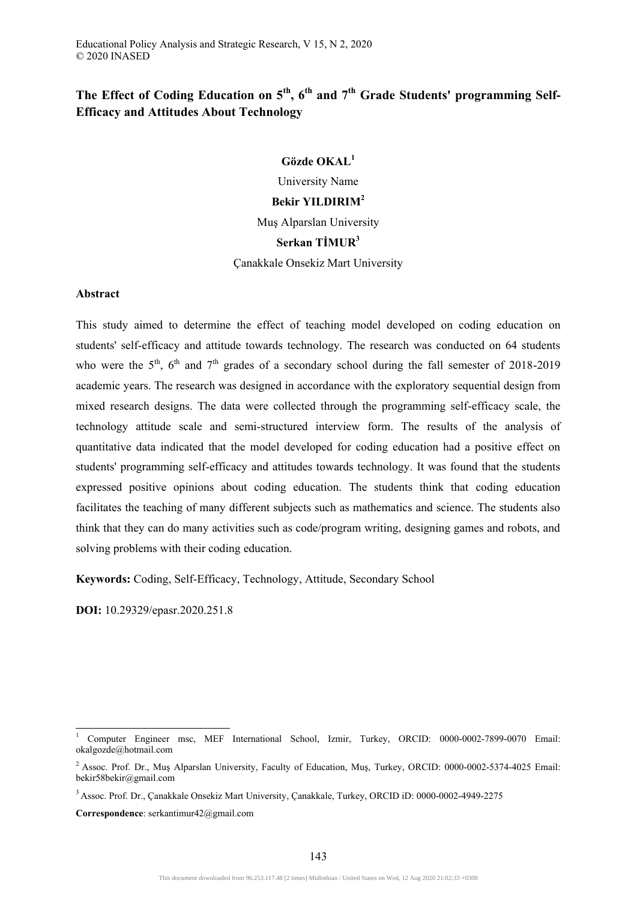# The Effect of Coding Education on 5th, 6th and 7th Grade Students' programming Self-Efficacy and Attitudes About Technology

**Gözde OKAL**[1]

University Name

**Bekir YILDIRIM**[2]

Muş Alparslan University

**Serkan TİMUR**[3]

Çanakkale Onsekiz Mart University

## Abstract

This study aimed to determine the effect of teaching model developed on coding education on students' self-efficacy and attitude towards technology. The research was conducted on 64 students who were the 5th, 6th and 7th grades of a secondary school during the fall semester of 2018-2019 academic years. The research was designed in accordance with the exploratory sequential design from mixed research designs. The data were collected through the programming self-efficacy scale, the technology attitude scale and semi-structured interview form. The results of the analysis of quantitative data indicated that the model developed for coding education had a positive effect on students' programming self-efficacy and attitudes towards technology. It was found that the students expressed positive opinions about coding education. The students think that coding education facilitates the teaching of many different subjects such as mathematics and science. The students also think that they can do many activities such as code/program writing, designing games and robots, and solving problems with their coding education.

**Keywords:** Coding, Self-Efficacy, Technology, Attitude, Secondary School

**DOI:** 10.29329/epasr.2020.251.8

---

[1] Computer Engineer msc, MEF International School, Izmir, Turkey, ORCID: 0000-0002-7899-0070 Email: okalgozde@hotmail.com

[2] Assoc. Prof. Dr., Muş Alparslan University, Faculty of Education, Muş, Turkey, ORCID: 0000-0002-5374-4025 Email: bekir58bekir@gmail.com

[3] Assoc. Prof. Dr., Çanakkale Onsekiz Mart University, Çanakkale, Turkey, ORCID iD: 0000-0002-4949-2275

**Correspondence**: serkantimur42@gmail.com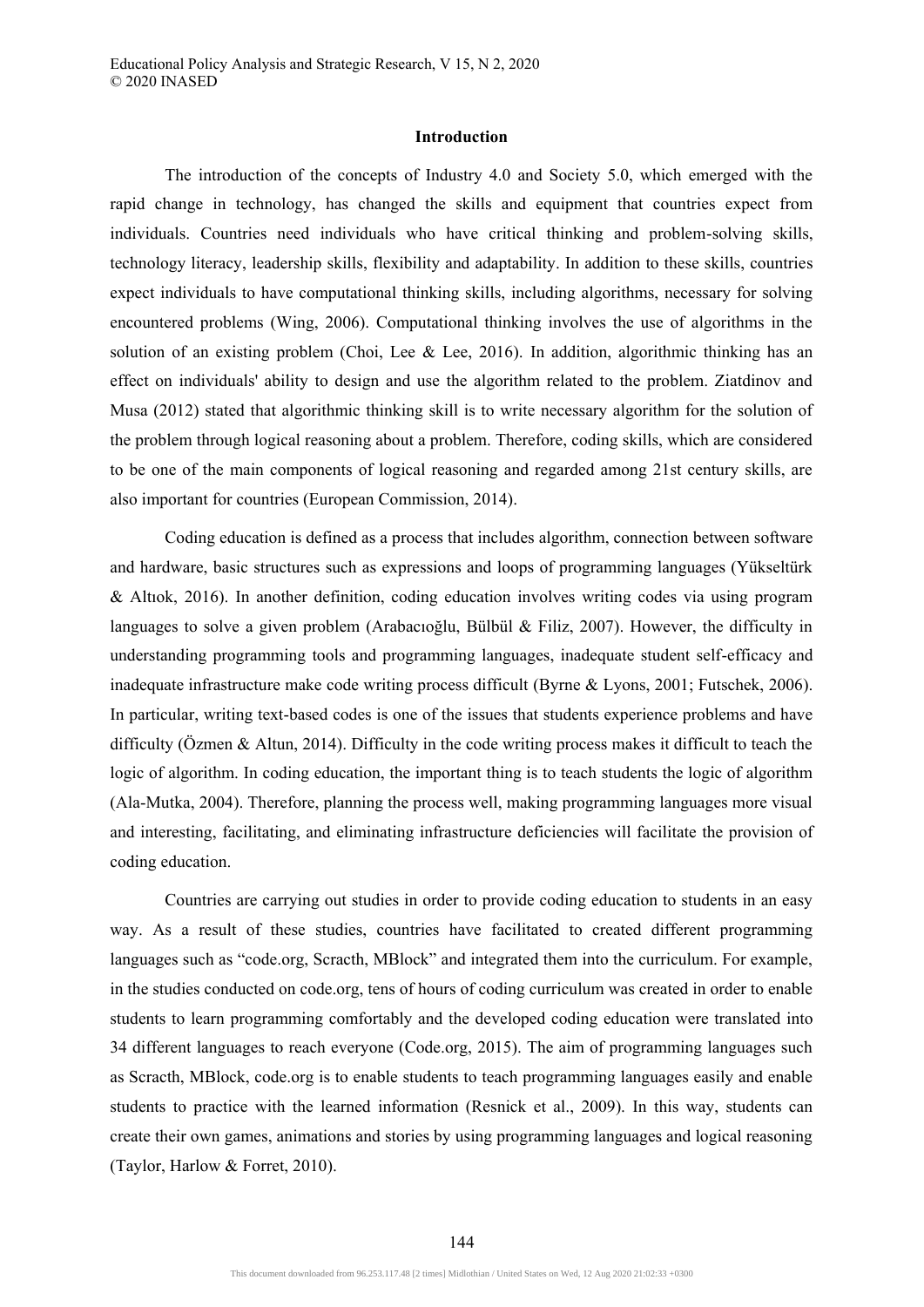## Introduction

The introduction of the concepts of Industry 4.0 and Society 5.0, which emerged with the rapid change in technology, has changed the skills and equipment that countries expect from individuals. Countries need individuals who have critical thinking and problem-solving skills, technology literacy, leadership skills, flexibility and adaptability. In addition to these skills, countries expect individuals to have computational thinking skills, including algorithms, necessary for solving encountered problems (Wing, 2006). Computational thinking involves the use of algorithms in the solution of an existing problem (Choi, Lee & Lee, 2016). In addition, algorithmic thinking has an effect on individuals' ability to design and use the algorithm related to the problem. Ziatdinov and Musa (2012) stated that algorithmic thinking skill is to write necessary algorithm for the solution of the problem through logical reasoning about a problem. Therefore, coding skills, which are considered to be one of the main components of logical reasoning and regarded among 21st century skills, are also important for countries (European Commission, 2014).

Coding education is defined as a process that includes algorithm, connection between software and hardware, basic structures such as expressions and loops of programming languages (Yükseltürk & Altıok, 2016). In another definition, coding education involves writing codes via using program languages to solve a given problem (Arabacıoğlu, Bülbül & Filiz, 2007). However, the difficulty in understanding programming tools and programming languages, inadequate student self-efficacy and inadequate infrastructure make code writing process difficult (Byrne & Lyons, 2001; Futschek, 2006). In particular, writing text-based codes is one of the issues that students experience problems and have difficulty (Özmen & Altun, 2014). Difficulty in the code writing process makes it difficult to teach the logic of algorithm. In coding education, the important thing is to teach students the logic of algorithm (Ala-Mutka, 2004). Therefore, planning the process well, making programming languages more visual and interesting, facilitating, and eliminating infrastructure deficiencies will facilitate the provision of coding education.

Countries are carrying out studies in order to provide coding education to students in an easy way. As a result of these studies, countries have facilitated to created different programming languages such as "code.org, Scracth, MBlock" and integrated them into the curriculum. For example, in the studies conducted on code.org, tens of hours of coding curriculum was created in order to enable students to learn programming comfortably and the developed coding education were translated into 34 different languages to reach everyone (Code.org, 2015). The aim of programming languages such as Scracth, MBlock, code.org is to enable students to teach programming languages easily and enable students to practice with the learned information (Resnick et al., 2009). In this way, students can create their own games, animations and stories by using programming languages and logical reasoning (Taylor, Harlow & Forret, 2010).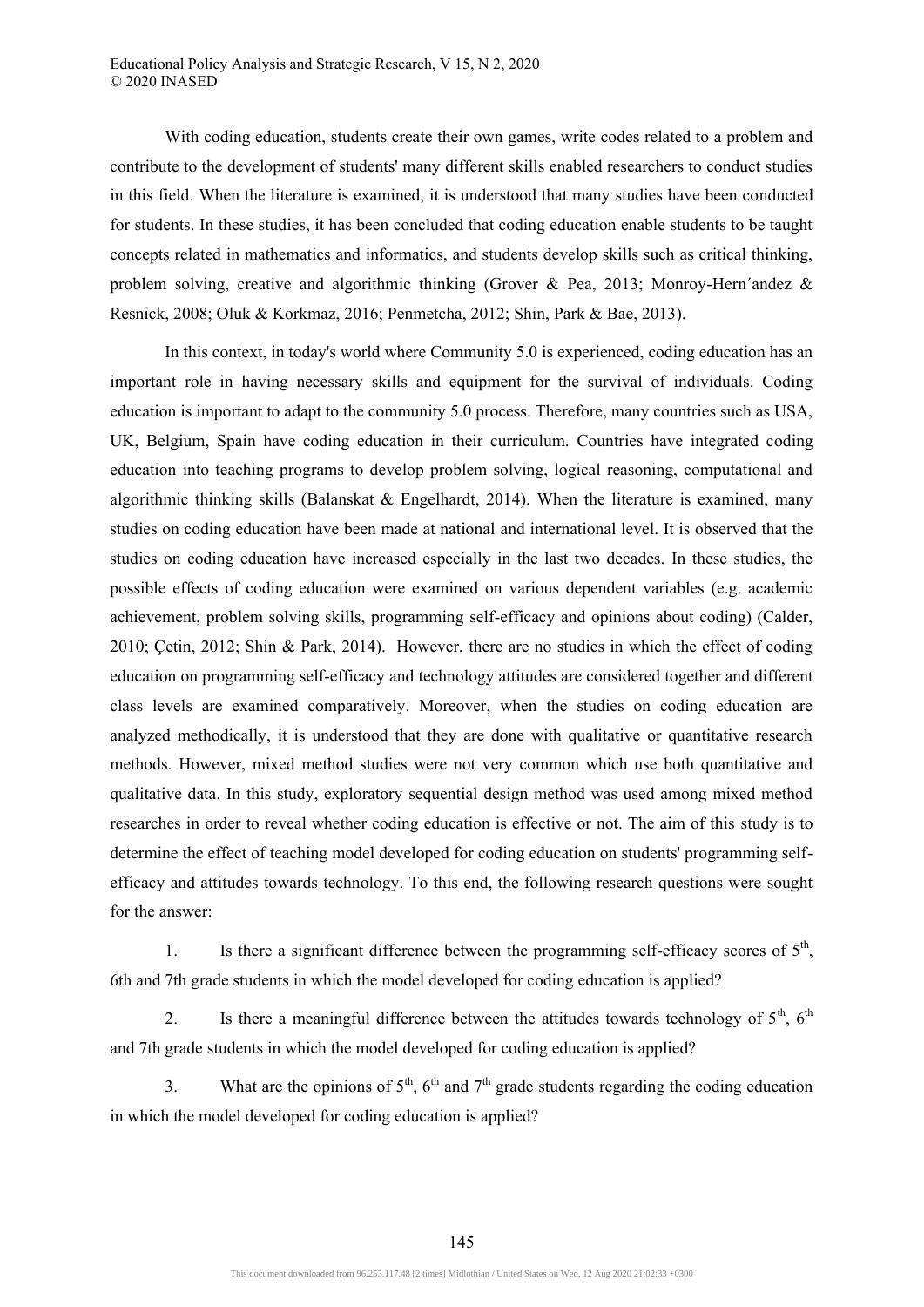With coding education, students create their own games, write codes related to a problem and contribute to the development of students' many different skills enabled researchers to conduct studies in this field. When the literature is examined, it is understood that many studies have been conducted for students. In these studies, it has been concluded that coding education enable students to be taught concepts related in mathematics and informatics, and students develop skills such as critical thinking, problem solving, creative and algorithmic thinking (Grover & Pea, 2013; Monroy-Hern´andez & Resnick, 2008; Oluk & Korkmaz, 2016; Penmetcha, 2012; Shin, Park & Bae, 2013).

In this context, in today's world where Community 5.0 is experienced, coding education has an important role in having necessary skills and equipment for the survival of individuals. Coding education is important to adapt to the community 5.0 process. Therefore, many countries such as USA, UK, Belgium, Spain have coding education in their curriculum. Countries have integrated coding education into teaching programs to develop problem solving, logical reasoning, computational and algorithmic thinking skills (Balanskat & Engelhardt, 2014). When the literature is examined, many studies on coding education have been made at national and international level. It is observed that the studies on coding education have increased especially in the last two decades. In these studies, the possible effects of coding education were examined on various dependent variables (e.g. academic achievement, problem solving skills, programming self-efficacy and opinions about coding) (Calder, 2010; Çetin, 2012; Shin & Park, 2014). However, there are no studies in which the effect of coding education on programming self-efficacy and technology attitudes are considered together and different class levels are examined comparatively. Moreover, when the studies on coding education are analyzed methodically, it is understood that they are done with qualitative or quantitative research methods. However, mixed method studies were not very common which use both quantitative and qualitative data. In this study, exploratory sequential design method was used among mixed method researches in order to reveal whether coding education is effective or not. The aim of this study is to determine the effect of teaching model developed for coding education on students' programming self-efficacy and attitudes towards technology. To this end, the following research questions were sought for the answer:

1. Is there a significant difference between the programming self-efficacy scores of 5th, 6th and 7th grade students in which the model developed for coding education is applied?

2. Is there a meaningful difference between the attitudes towards technology of 5th, 6th and 7th grade students in which the model developed for coding education is applied?

3. What are the opinions of 5th, 6th and 7th grade students regarding the coding education in which the model developed for coding education is applied?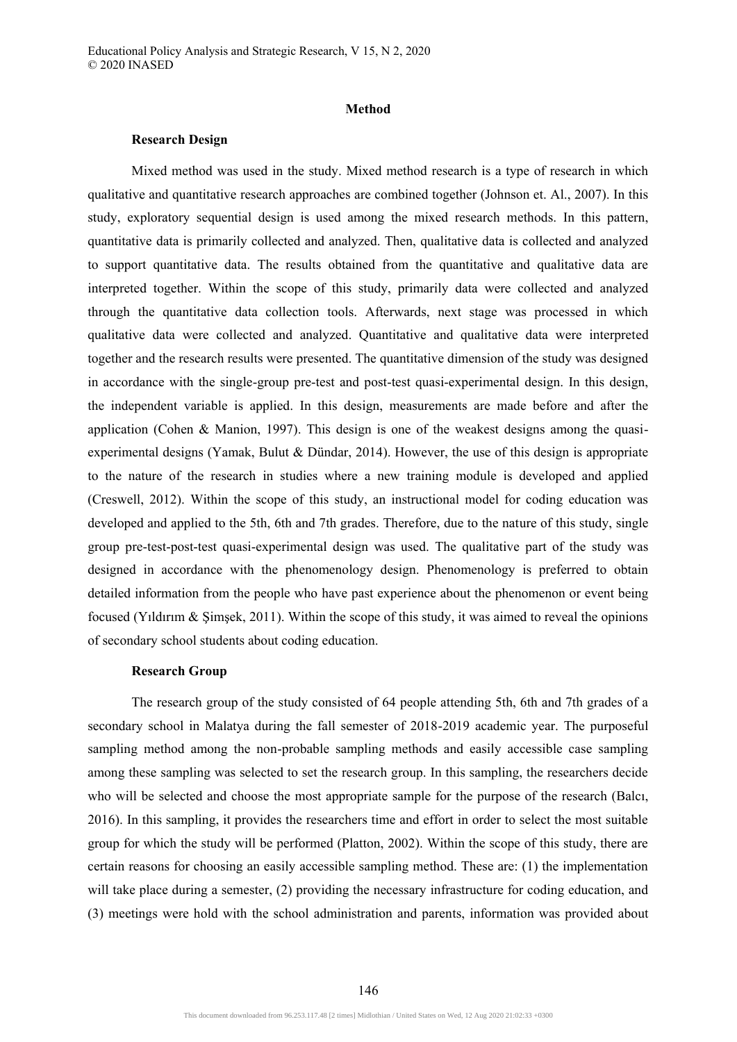## Method

### Research Design

Mixed method was used in the study. Mixed method research is a type of research in which qualitative and quantitative research approaches are combined together (Johnson et. Al., 2007). In this study, exploratory sequential design is used among the mixed research methods. In this pattern, quantitative data is primarily collected and analyzed. Then, qualitative data is collected and analyzed to support quantitative data. The results obtained from the quantitative and qualitative data are interpreted together. Within the scope of this study, primarily data were collected and analyzed through the quantitative data collection tools. Afterwards, next stage was processed in which qualitative data were collected and analyzed. Quantitative and qualitative data were interpreted together and the research results were presented. The quantitative dimension of the study was designed in accordance with the single-group pre-test and post-test quasi-experimental design. In this design, the independent variable is applied. In this design, measurements are made before and after the application (Cohen & Manion, 1997). This design is one of the weakest designs among the quasi-experimental designs (Yamak, Bulut & Dündar, 2014). However, the use of this design is appropriate to the nature of the research in studies where a new training module is developed and applied (Creswell, 2012). Within the scope of this study, an instructional model for coding education was developed and applied to the 5th, 6th and 7th grades. Therefore, due to the nature of this study, single group pre-test-post-test quasi-experimental design was used. The qualitative part of the study was designed in accordance with the phenomenology design. Phenomenology is preferred to obtain detailed information from the people who have past experience about the phenomenon or event being focused (Yıldırım & Şimşek, 2011). Within the scope of this study, it was aimed to reveal the opinions of secondary school students about coding education.

### Research Group

The research group of the study consisted of 64 people attending 5th, 6th and 7th grades of a secondary school in Malatya during the fall semester of 2018-2019 academic year. The purposeful sampling method among the non-probable sampling methods and easily accessible case sampling among these sampling was selected to set the research group. In this sampling, the researchers decide who will be selected and choose the most appropriate sample for the purpose of the research (Balcı, 2016). In this sampling, it provides the researchers time and effort in order to select the most suitable group for which the study will be performed (Platton, 2002). Within the scope of this study, there are certain reasons for choosing an easily accessible sampling method. These are: (1) the implementation will take place during a semester, (2) providing the necessary infrastructure for coding education, and (3) meetings were hold with the school administration and parents, information was provided about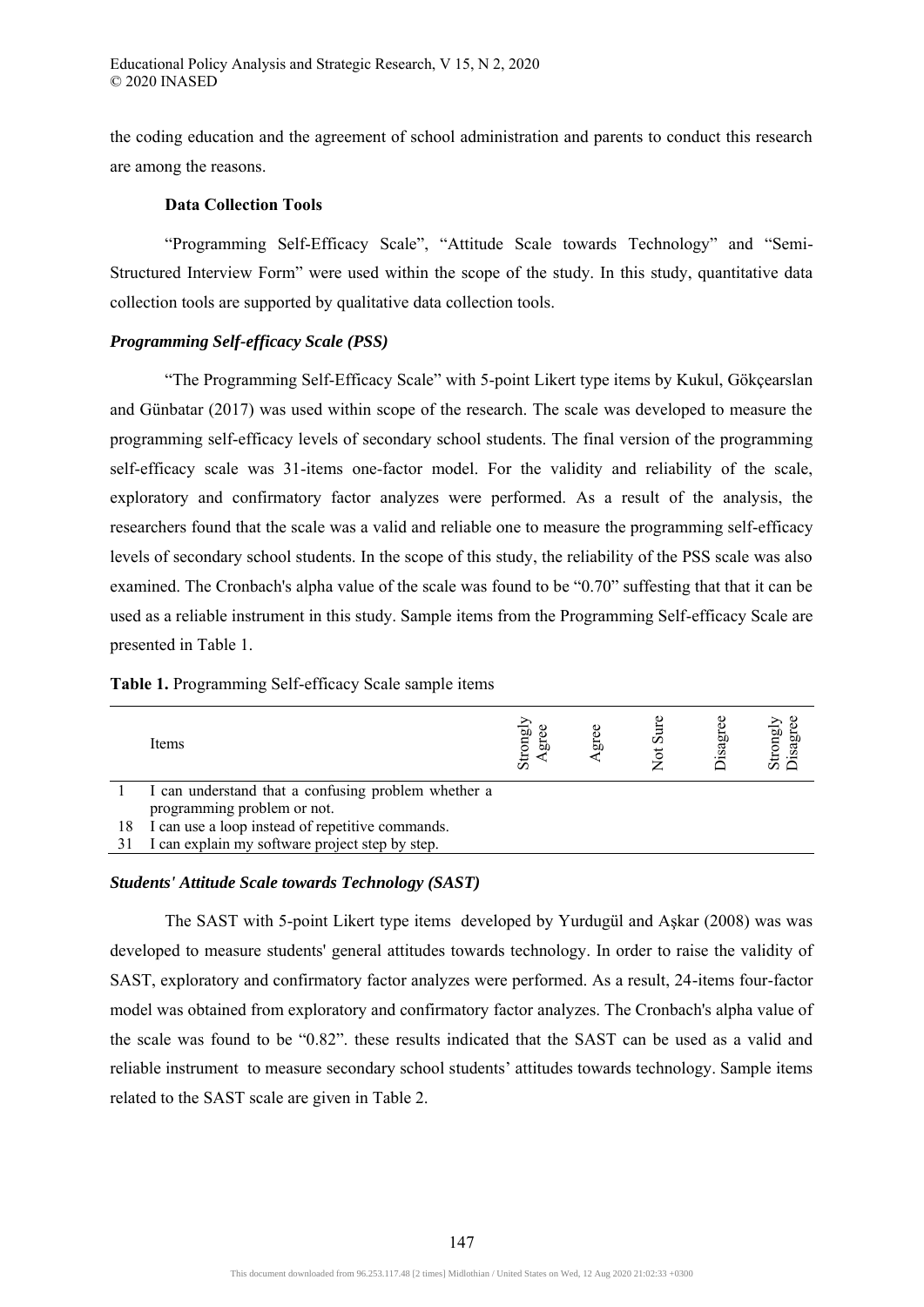the coding education and the agreement of school administration and parents to conduct this research are among the reasons.

**Data Collection Tools**

"Programming Self-Efficacy Scale", "Attitude Scale towards Technology" and "Semi-Structured Interview Form" were used within the scope of the study. In this study, quantitative data collection tools are supported by qualitative data collection tools.

***Programming Self-efficacy Scale (PSS)***

"The Programming Self-Efficacy Scale" with 5-point Likert type items by Kukul, Gökçearslan and Günbatar (2017) was used within scope of the research. The scale was developed to measure the programming self-efficacy levels of secondary school students. The final version of the programming self-efficacy scale was 31-items one-factor model. For the validity and reliability of the scale, exploratory and confirmatory factor analyzes were performed. As a result of the analysis, the researchers found that the scale was a valid and reliable one to measure the programming self-efficacy levels of secondary school students. In the scope of this study, the reliability of the PSS scale was also examined. The Cronbach's alpha value of the scale was found to be "0.70" suffesting that that it can be used as a reliable instrument in this study. Sample items from the Programming Self-efficacy Scale are presented in Table 1.

**Table 1.** Programming Self-efficacy Scale sample items

| | Items | Strongly Agree | Agree | Not Sure | Disagree | Strongly Disagree |
|---|---|---|---|---|---|---|
| 1 | I can understand that a confusing problem whether a programming problem or not. | | | | | |
| 18 | I can use a loop instead of repetitive commands. | | | | | |
| 31 | I can explain my software project step by step. | | | | | |

***Students' Attitude Scale towards Technology (SAST)***

The SAST with 5-point Likert type items developed by Yurdugül and Aşkar (2008) was was developed to measure students' general attitudes towards technology. In order to raise the validity of SAST, exploratory and confirmatory factor analyzes were performed. As a result, 24-items four-factor model was obtained from exploratory and confirmatory factor analyzes. The Cronbach's alpha value of the scale was found to be "0.82". these results indicated that the SAST can be used as a valid and reliable instrument to measure secondary school students' attitudes towards technology. Sample items related to the SAST scale are given in Table 2.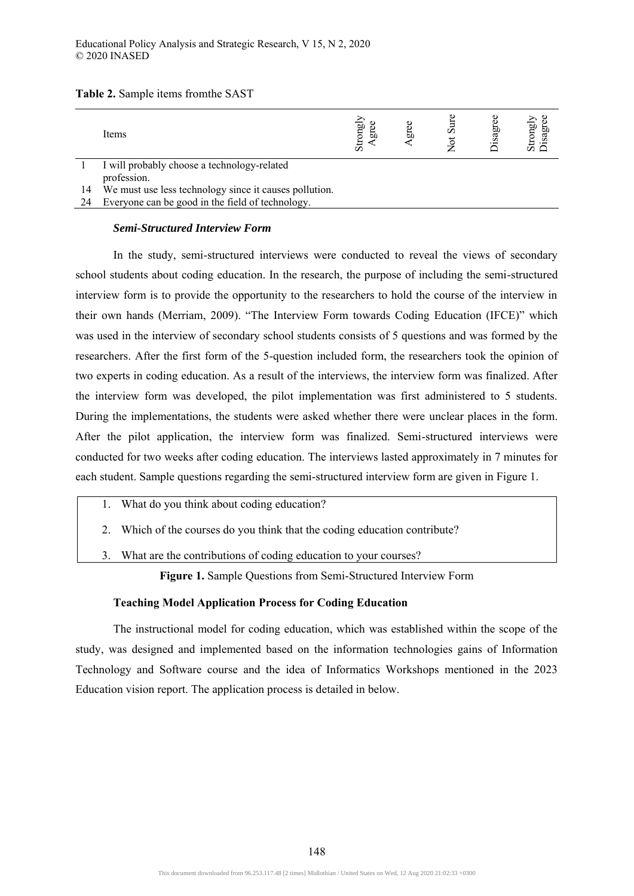**Table 2.** Sample items fromthe SAST

| | Items | Strongly Agree | Agree | Not Sure | Disagree | Strongly Disagree |
|---|---|---|---|---|---|---|
| 1 | I will probably choose a technology-related profession. | | | | | |
| 14 | We must use less technology since it causes pollution. | | | | | |
| 24 | Everyone can be good in the field of technology. | | | | | |

### *Semi-Structured Interview Form*

In the study, semi-structured interviews were conducted to reveal the views of secondary school students about coding education. In the research, the purpose of including the semi-structured interview form is to provide the opportunity to the researchers to hold the course of the interview in their own hands (Merriam, 2009). "The Interview Form towards Coding Education (IFCE)" which was used in the interview of secondary school students consists of 5 questions and was formed by the researchers. After the first form of the 5-question included form, the researchers took the opinion of two experts in coding education. As a result of the interviews, the interview form was finalized. After the interview form was developed, the pilot implementation was first administered to 5 students. During the implementations, the students were asked whether there were unclear places in the form. After the pilot application, the interview form was finalized. Semi-structured interviews were conducted for two weeks after coding education. The interviews lasted approximately in 7 minutes for each student. Sample questions regarding the semi-structured interview form are given in Figure 1.

1. What do you think about coding education?
2. Which of the courses do you think that the coding education contribute?
3. What are the contributions of coding education to your courses?

**Figure 1.** Sample Questions from Semi-Structured Interview Form

### Teaching Model Application Process for Coding Education

The instructional model for coding education, which was established within the scope of the study, was designed and implemented based on the information technologies gains of Information Technology and Software course and the idea of Informatics Workshops mentioned in the 2023 Education vision report. The application process is detailed in below.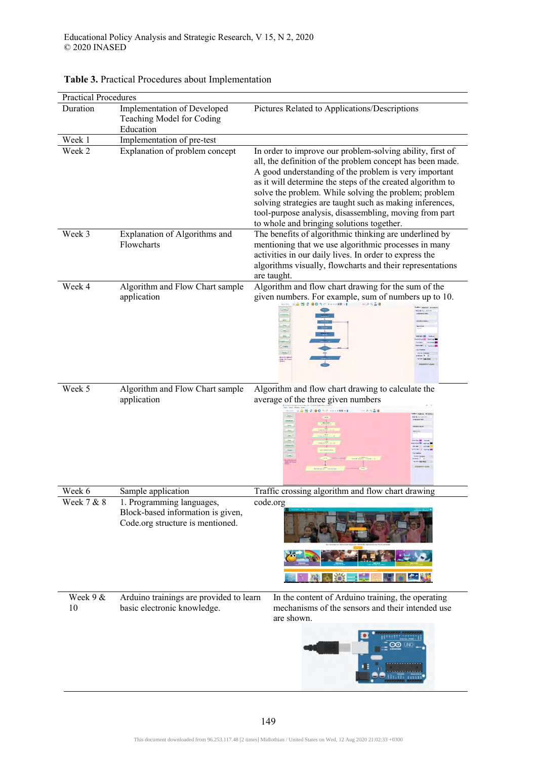**Table 3.** Practical Procedures about Implementation

| Practical Procedures | | |
|---|---|---|
| Duration | Implementation of Developed Teaching Model for Coding Education | Pictures Related to Applications/Descriptions |
| Week 1 | Implementation of pre-test | |
| Week 2 | Explanation of problem concept | In order to improve our problem-solving ability, first of all, the definition of the problem concept has been made. A good understanding of the problem is very important as it will determine the steps of the created algorithm to solve the problem. While solving the problem; problem solving strategies are taught such as making inferences, tool-purpose analysis, disassembling, moving from part to whole and bringing solutions together. |
| Week 3 | Explanation of Algorithms and Flowcharts | The benefits of algorithmic thinking are underlined by mentioning that we use algorithmic processes in many activities in our daily lives. In order to express the algorithms visually, flowcharts and their representations are taught. |
| Week 4 | Algorithm and Flow Chart sample application | Algorithm and flow chart drawing for the sum of the given numbers. For example, sum of numbers up to 10. |
| Week 5 | Algorithm and Flow Chart sample application | Algorithm and flow chart drawing to calculate the average of the three given numbers |
| Week 6 | Sample application | Traffic crossing algorithm and flow chart drawing |
| Week 7 & 8 | 1. Programming languages, Block-based information is given, Code.org structure is mentioned. | code.org |
| Week 9 & 10 | Arduino trainings are provided to learn basic electronic knowledge. | In the content of Arduino training, the operating mechanisms of the sensors and their intended use are shown. |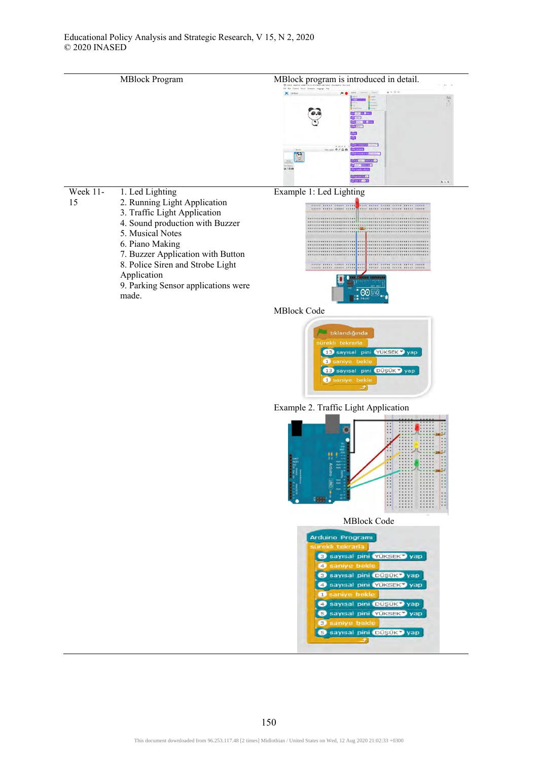| | | |
|---|---|---|
| | MBlock Program | MBlock program is introduced in detail. |
| Week 11-15 | 1. Led Lighting<br>2. Running Light Application<br>3. Traffic Light Application<br>4. Sound production with Buzzer<br>5. Musical Notes<br>6. Piano Making<br>7. Buzzer Application with Button<br>8. Police Siren and Strobe Light Application<br>9. Parking Sensor applications were made. | Example 1: Led Lighting<br><br>MBlock Code<br><br>Example 2. Traffic Light Application<br><br>MBlock Code |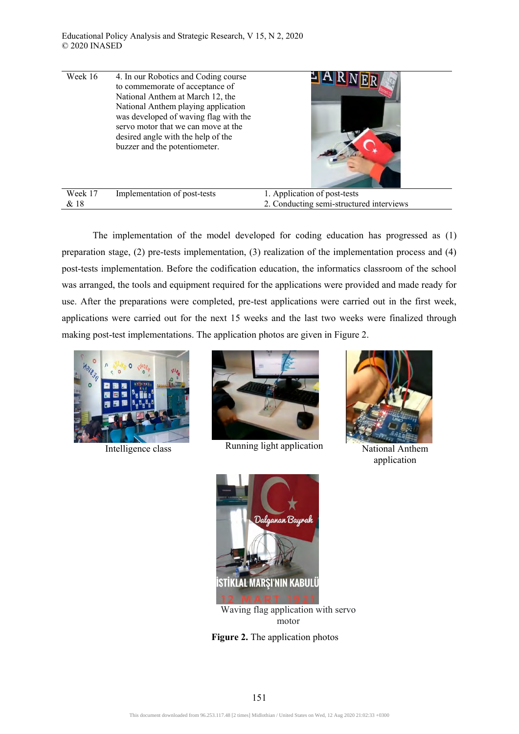| | | |
|---|---|---|
| Week 16 | 4. In our Robotics and Coding course to commemorate of acceptance of National Anthem at March 12, the National Anthem playing application was developed of waving flag with the servo motor that we can move at the desired angle with the help of the buzzer and the potentiometer. | |
| Week 17 & 18 | Implementation of post-tests | 1. Application of post-tests<br>2. Conducting semi-structured interviews |

The implementation of the model developed for coding education has progressed as (1) preparation stage, (2) pre-tests implementation, (3) realization of the implementation process and (4) post-tests implementation. Before the codification education, the informatics classroom of the school was arranged, the tools and equipment required for the applications were provided and made ready for use. After the preparations were completed, pre-test applications were carried out in the first week, applications were carried out for the next 15 weeks and the last two weeks were finalized through making post-test implementations. The application photos are given in Figure 2.

Intelligence class

Running light application

National Anthem application

Waving flag application with servo motor

**Figure 2.** The application photos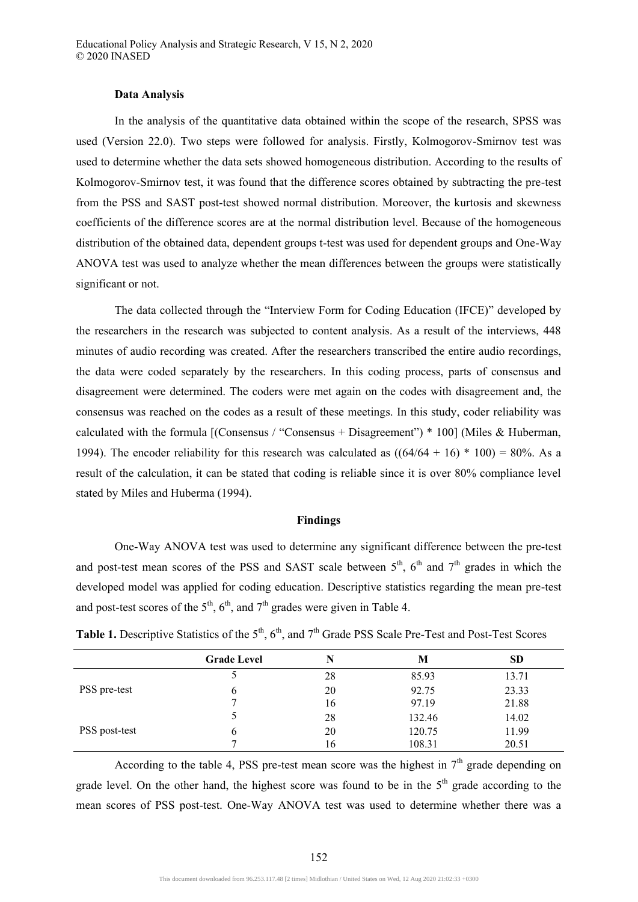**Data Analysis**

In the analysis of the quantitative data obtained within the scope of the research, SPSS was used (Version 22.0). Two steps were followed for analysis. Firstly, Kolmogorov-Smirnov test was used to determine whether the data sets showed homogeneous distribution. According to the results of Kolmogorov-Smirnov test, it was found that the difference scores obtained by subtracting the pre-test from the PSS and SAST post-test showed normal distribution. Moreover, the kurtosis and skewness coefficients of the difference scores are at the normal distribution level. Because of the homogeneous distribution of the obtained data, dependent groups t-test was used for dependent groups and One-Way ANOVA test was used to analyze whether the mean differences between the groups were statistically significant or not.

The data collected through the "Interview Form for Coding Education (IFCE)" developed by the researchers in the research was subjected to content analysis. As a result of the interviews, 448 minutes of audio recording was created. After the researchers transcribed the entire audio recordings, the data were coded separately by the researchers. In this coding process, parts of consensus and disagreement were determined. The coders were met again on the codes with disagreement and, the consensus was reached on the codes as a result of these meetings. In this study, coder reliability was calculated with the formula [(Consensus / "Consensus + Disagreement") * 100] (Miles & Huberman, 1994). The encoder reliability for this research was calculated as ((64/64 + 16) * 100) = 80%. As a result of the calculation, it can be stated that coding is reliable since it is over 80% compliance level stated by Miles and Huberma (1994).

**Findings**

One-Way ANOVA test was used to determine any significant difference between the pre-test and post-test mean scores of the PSS and SAST scale between 5th, 6th and 7th grades in which the developed model was applied for coding education. Descriptive statistics regarding the mean pre-test and post-test scores of the 5th, 6th, and 7th grades were given in Table 4.

**Table 1.** Descriptive Statistics of the 5th, 6th, and 7th Grade PSS Scale Pre-Test and Post-Test Scores

| | Grade Level | N | M | SD |
|---|---|---|---|---|
| PSS pre-test | 5 | 28 | 85.93 | 13.71 |
| | 6 | 20 | 92.75 | 23.33 |
| | 7 | 16 | 97.19 | 21.88 |
| PSS post-test | 5 | 28 | 132.46 | 14.02 |
| | 6 | 20 | 120.75 | 11.99 |
| | 7 | 16 | 108.31 | 20.51 |

According to the table 4, PSS pre-test mean score was the highest in 7th grade depending on grade level. On the other hand, the highest score was found to be in the 5th grade according to the mean scores of PSS post-test. One-Way ANOVA test was used to determine whether there was a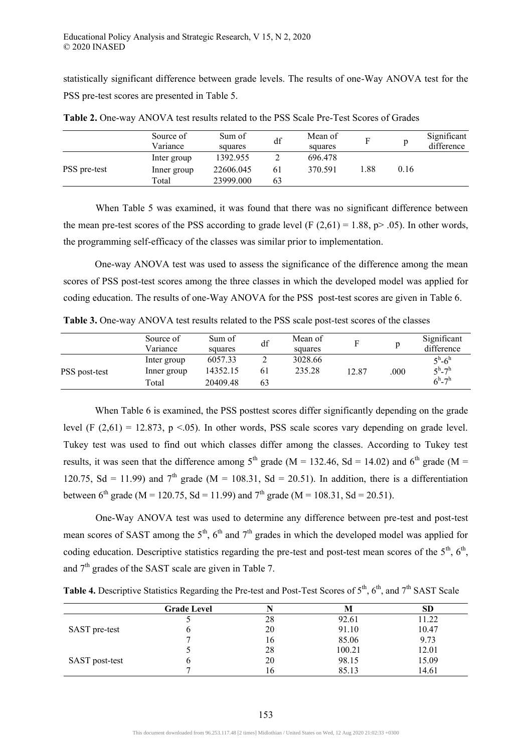statistically significant difference between grade levels. The results of one-Way ANOVA test for the PSS pre-test scores are presented in Table 5.

**Table 2.** One-way ANOVA test results related to the PSS Scale Pre-Test Scores of Grades

| | Source of Variance | Sum of squares | df | Mean of squares | F | p | Significant difference |
|---|---|---|---|---|---|---|---|
| PSS pre-test | Inter group | 1392.955 | 2 | 696.478 | 1.88 | 0.16 | |
| | Inner group | 22606.045 | 61 | 370.591 | | | |
| | Total | 23999.000 | 63 | | | | |

When Table 5 was examined, it was found that there was no significant difference between the mean pre-test scores of the PSS according to grade level ($F (2,61) = 1.88$, $p > .05$). In other words, the programming self-efficacy of the classes was similar prior to implementation.

One-way ANOVA test was used to assess the significance of the difference among the mean scores of PSS post-test scores among the three classes in which the developed model was applied for coding education. The results of one-Way ANOVA for the PSS post-test scores are given in Table 6.

**Table 3.** One-way ANOVA test results related to the PSS scale post-test scores of the classes

| | Source of Variance | Sum of squares | df | Mean of squares | F | p | Significant difference |
|---|---|---|---|---|---|---|---|
| PSS post-test | Inter group | 6057.33 | 2 | 3028.66 | 12.87 | .000 | $5^h$-$6^h$ |
| | Inner group | 14352.15 | 61 | 235.28 | | | $5^h$-$7^h$ |
| | Total | 20409.48 | 63 | | | | $6^h$-$7^h$ |

When Table 6 is examined, the PSS posttest scores differ significantly depending on the grade level ($F (2,61) = 12.873$, $p <.05$). In other words, PSS scale scores vary depending on grade level. Tukey test was used to find out which classes differ among the classes. According to Tukey test results, it was seen that the difference among $5^{th}$ grade ($M = 132.46$, $Sd = 14.02$) and $6^{th}$ grade ($M = 120.75$, $Sd = 11.99$) and $7^{th}$ grade ($M = 108.31$, $Sd = 20.51$). In addition, there is a differentiation between $6^{th}$ grade ($M = 120.75$, $Sd = 11.99$) and $7^{th}$ grade ($M = 108.31$, $Sd = 20.51$).

One-Way ANOVA test was used to determine any difference between pre-test and post-test mean scores of SAST among the $5^{th}$, $6^{th}$ and $7^{th}$ grades in which the developed model was applied for coding education. Descriptive statistics regarding the pre-test and post-test mean scores of the $5^{th}$, $6^{th}$, and $7^{th}$ grades of the SAST scale are given in Table 7.

**Table 4.** Descriptive Statistics Regarding the Pre-test and Post-Test Scores of $5^{th}$, $6^{th}$, and $7^{th}$ SAST Scale

| | Grade Level | N | M | SD |
|---|---|---|---|---|
| SAST pre-test | 5 | 28 | 92.61 | 11.22 |
| | 6 | 20 | 91.10 | 10.47 |
| | 7 | 16 | 85.06 | 9.73 |
| SAST post-test | 5 | 28 | 100.21 | 12.01 |
| | 6 | 20 | 98.15 | 15.09 |
| | 7 | 16 | 85.13 | 14.61 |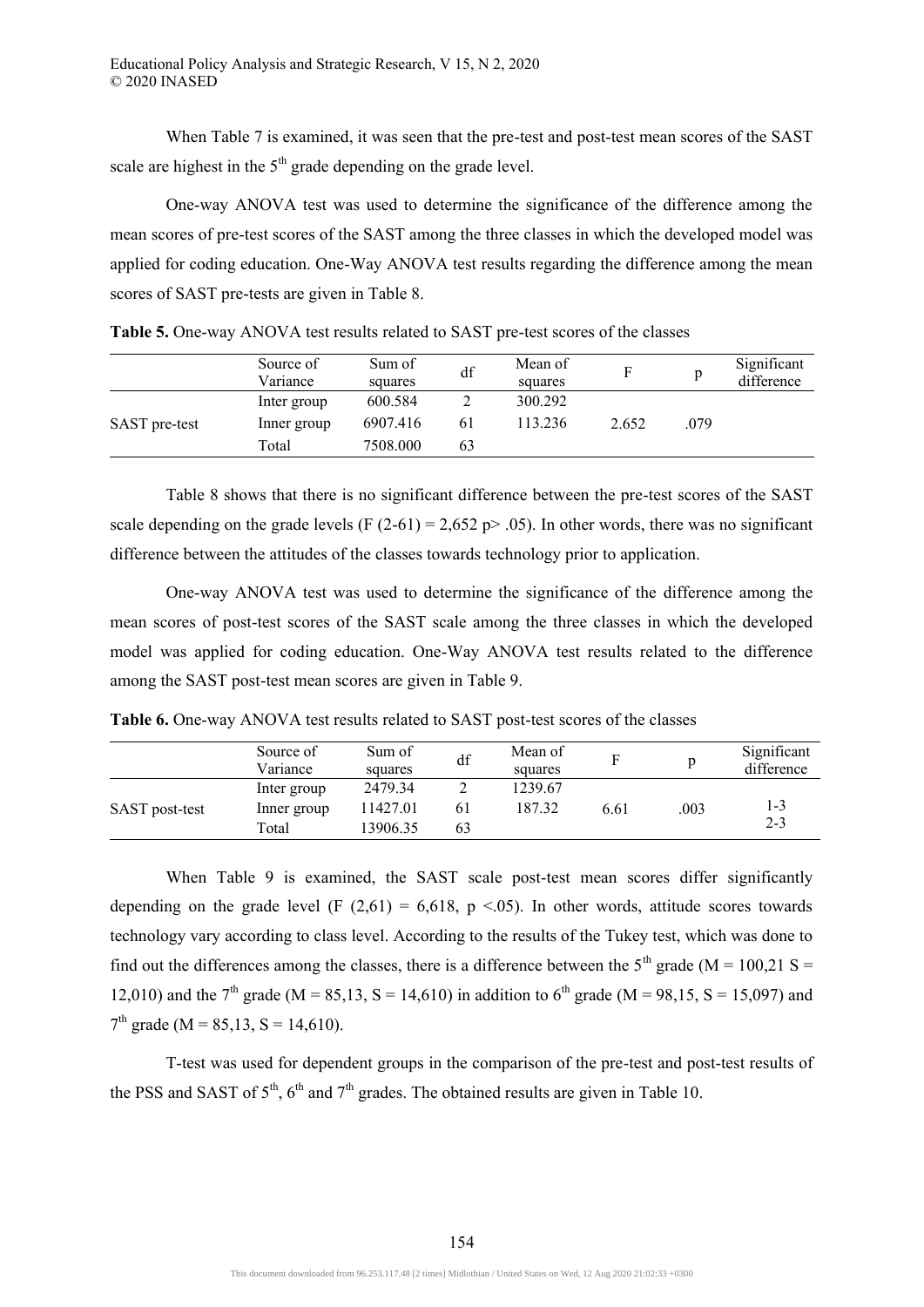When Table 7 is examined, it was seen that the pre-test and post-test mean scores of the SAST scale are highest in the 5$^{th}$ grade depending on the grade level.

One-way ANOVA test was used to determine the significance of the difference among the mean scores of pre-test scores of the SAST among the three classes in which the developed model was applied for coding education. One-Way ANOVA test results regarding the difference among the mean scores of SAST pre-tests are given in Table 8.

**Table 5.** One-way ANOVA test results related to SAST pre-test scores of the classes

| | Source of Variance | Sum of squares | df | Mean of squares | F | p | Significant difference |
|---|---|---|---|---|---|---|---|
| SAST pre-test | Inter group | 600.584 | 2 | 300.292 | 2.652 | .079 | |
| | Inner group | 6907.416 | 61 | 113.236 | | | |
| | Total | 7508.000 | 63 | | | | |

Table 8 shows that there is no significant difference between the pre-test scores of the SAST scale depending on the grade levels ($F (2\text{-}61) = 2{,}652$ $p > .05$). In other words, there was no significant difference between the attitudes of the classes towards technology prior to application.

One-way ANOVA test was used to determine the significance of the difference among the mean scores of post-test scores of the SAST scale among the three classes in which the developed model was applied for coding education. One-Way ANOVA test results related to the difference among the SAST post-test mean scores are given in Table 9.

**Table 6.** One-way ANOVA test results related to SAST post-test scores of the classes

| | Source of Variance | Sum of squares | df | Mean of squares | F | p | Significant difference |
|---|---|---|---|---|---|---|---|
| SAST post-test | Inter group | 2479.34 | 2 | 1239.67 | 6.61 | .003 | 1-3<br>2-3 |
| | Inner group | 11427.01 | 61 | 187.32 | | | |
| | Total | 13906.35 | 63 | | | | |

When Table 9 is examined, the SAST scale post-test mean scores differ significantly depending on the grade level ($F (2{,}61) = 6{,}618$, $p < .05$). In other words, attitude scores towards technology vary according to class level. According to the results of the Tukey test, which was done to find out the differences among the classes, there is a difference between the 5$^{th}$ grade ($M = 100{,}21$ $S = 12{,}010$) and the 7$^{th}$ grade ($M = 85{,}13$, $S = 14{,}610$) in addition to 6$^{th}$ grade ($M = 98{,}15$, $S = 15{,}097$) and 7$^{th}$ grade ($M = 85{,}13$, $S = 14{,}610$).

T-test was used for dependent groups in the comparison of the pre-test and post-test results of the PSS and SAST of 5$^{th}$, 6$^{th}$ and 7$^{th}$ grades. The obtained results are given in Table 10.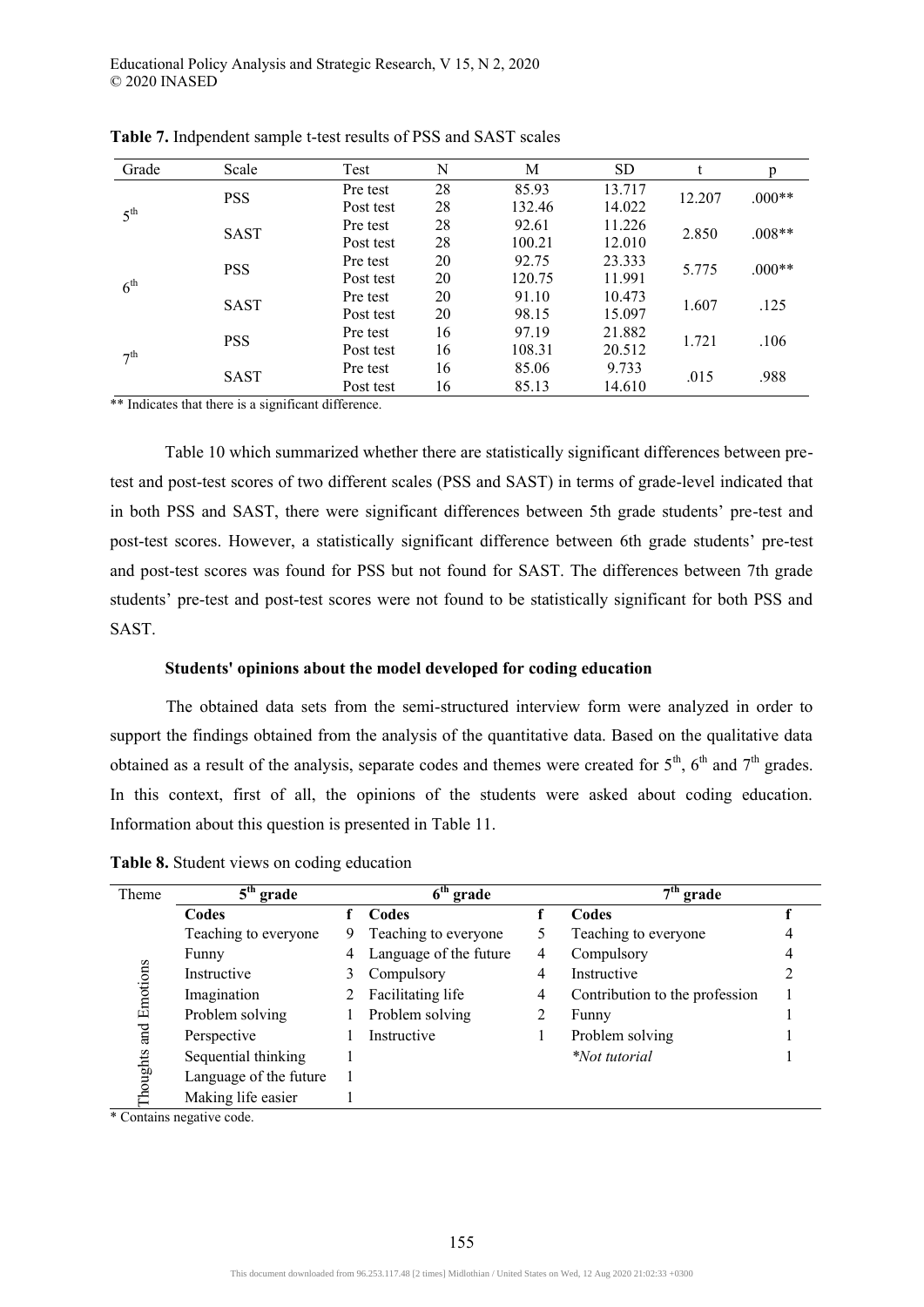**Table 7.** Indpendent sample t-test results of PSS and SAST scales

| Grade | Scale | Test | N | M | SD | t | p |
|---|---|---|---|---|---|---|---|
| 5th | PSS | Pre test | 28 | 85.93 | 13.717 | 12.207 | .000** |
| | | Post test | 28 | 132.46 | 14.022 | | |
| | SAST | Pre test | 28 | 92.61 | 11.226 | 2.850 | .008** |
| | | Post test | 28 | 100.21 | 12.010 | | |
| 6th | PSS | Pre test | 20 | 92.75 | 23.333 | 5.775 | .000** |
| | | Post test | 20 | 120.75 | 11.991 | | |
| | SAST | Pre test | 20 | 91.10 | 10.473 | 1.607 | .125 |
| | | Post test | 20 | 98.15 | 15.097 | | |
| 7th | PSS | Pre test | 16 | 97.19 | 21.882 | 1.721 | .106 |
| | | Post test | 16 | 108.31 | 20.512 | | |
| | SAST | Pre test | 16 | 85.06 | 9.733 | .015 | .988 |
| | | Post test | 16 | 85.13 | 14.610 | | |

** Indicates that there is a significant difference.

Table 10 which summarized whether there are statistically significant differences between pre-test and post-test scores of two different scales (PSS and SAST) in terms of grade-level indicated that in both PSS and SAST, there were significant differences between 5th grade students' pre-test and post-test scores. However, a statistically significant difference between 6th grade students' pre-test and post-test scores was found for PSS but not found for SAST. The differences between 7th grade students' pre-test and post-test scores were not found to be statistically significant for both PSS and SAST.

#### Students' opinions about the model developed for coding education

The obtained data sets from the semi-structured interview form were analyzed in order to support the findings obtained from the analysis of the quantitative data. Based on the qualitative data obtained as a result of the analysis, separate codes and themes were created for 5th, 6th and 7th grades. In this context, first of all, the opinions of the students were asked about coding education. Information about this question is presented in Table 11.

**Table 8.** Student views on coding education

| Theme | 5th grade | | 6th grade | | 7th grade | |
|---|---|---|---|---|---|---|
| | **Codes** | **f** | **Codes** | **f** | **Codes** | **f** |
| Thoughts and Emotions | Teaching to everyone | 9 | Teaching to everyone | 5 | Teaching to everyone | 4 |
| | Funny | 4 | Language of the future | 4 | Compulsory | 4 |
| | Instructive | 3 | Compulsory | 4 | Instructive | 2 |
| | Imagination | 2 | Facilitating life | 4 | Contribution to the profession | 1 |
| | Problem solving | 1 | Problem solving | 2 | Funny | 1 |
| | Perspective | 1 | Instructive | 1 | Problem solving | 1 |
| | Sequential thinking | 1 | | | *Not tutorial* | 1 |
| | Language of the future | 1 | | | | |
| | Making life easier | 1 | | | | |

* Contains negative code.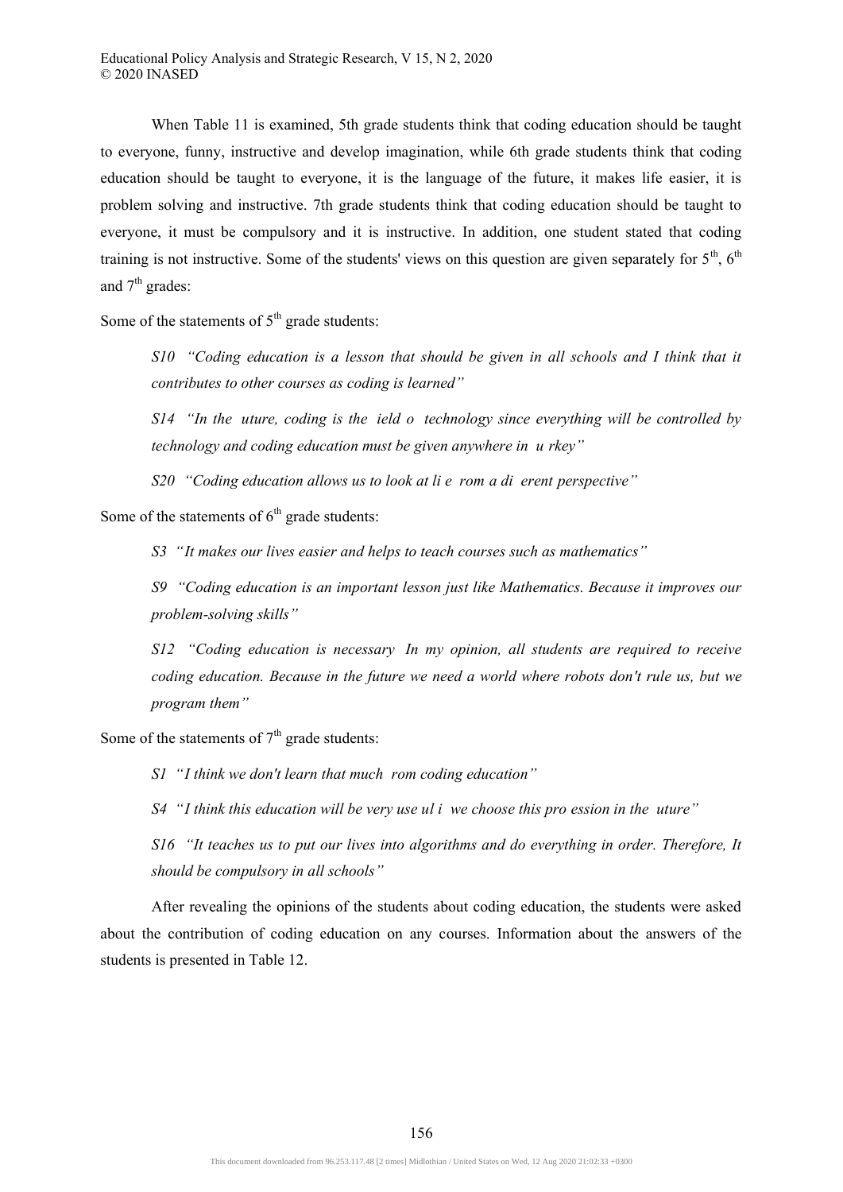When Table 11 is examined, 5th grade students think that coding education should be taught to everyone, funny, instructive and develop imagination, while 6th grade students think that coding education should be taught to everyone, it is the language of the future, it makes life easier, it is problem solving and instructive. 7th grade students think that coding education should be taught to everyone, it must be compulsory and it is instructive. In addition, one student stated that coding training is not instructive. Some of the students' views on this question are given separately for 5th, 6th and 7th grades:

Some of the statements of 5th grade students:

> *S10 "Coding education is a lesson that should be given in all schools and I think that it contributes to other courses as coding is learned"*
>
> *S14 "In the uture, coding is the ield o technology since everything will be controlled by technology and coding education must be given anywhere in u rkey"*
>
> *S20 "Coding education allows us to look at li e rom a di erent perspective"*

Some of the statements of 6th grade students:

> *S3 "It makes our lives easier and helps to teach courses such as mathematics"*
>
> *S9 "Coding education is an important lesson just like Mathematics. Because it improves our problem-solving skills"*
>
> *S12 "Coding education is necessary In my opinion, all students are required to receive coding education. Because in the future we need a world where robots don't rule us, but we program them"*

Some of the statements of 7th grade students:

> *S1 "I think we don't learn that much rom coding education"*
>
> *S4 "I think this education will be very use ul i we choose this pro ession in the uture"*
>
> *S16 "It teaches us to put our lives into algorithms and do everything in order. Therefore, It should be compulsory in all schools"*

After revealing the opinions of the students about coding education, the students were asked about the contribution of coding education on any courses. Information about the answers of the students is presented in Table 12.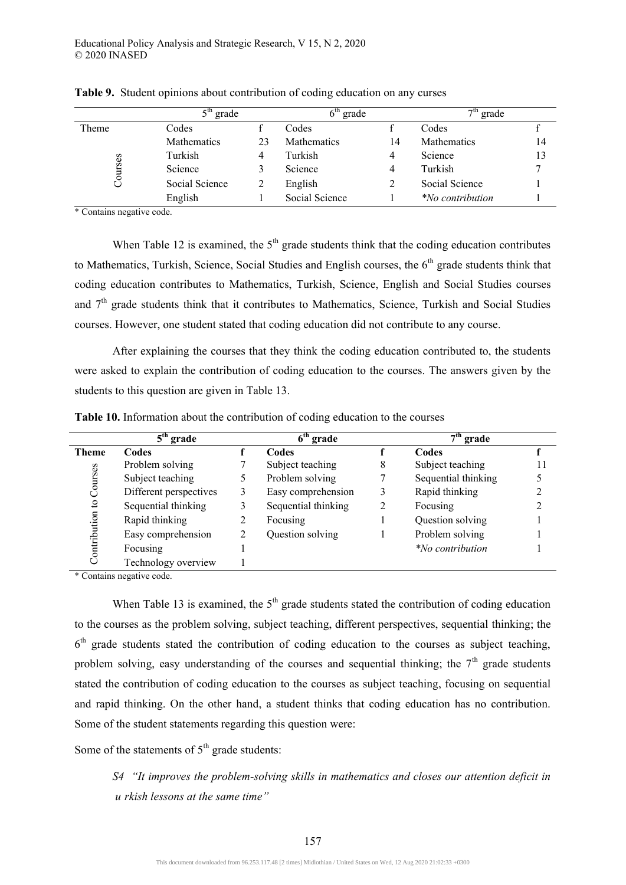**Table 9.** Student opinions about contribution of coding education on any curses

| | 5th grade | | 6th grade | | 7th grade | |
|---|---|---|---|---|---|---|
| Theme | Codes | f | Codes | f | Codes | f |
| Courses | Mathematics | 23 | Mathematics | 14 | Mathematics | 14 |
| | Turkish | 4 | Turkish | 4 | Science | 13 |
| | Science | 3 | Science | 4 | Turkish | 7 |
| | Social Science | 2 | English | 2 | Social Science | 1 |
| | English | 1 | Social Science | 1 | *No contribution | 1 |

\* Contains negative code.

When Table 12 is examined, the 5th grade students think that the coding education contributes to Mathematics, Turkish, Science, Social Studies and English courses, the 6th grade students think that coding education contributes to Mathematics, Turkish, Science, English and Social Studies courses and 7th grade students think that it contributes to Mathematics, Science, Turkish and Social Studies courses. However, one student stated that coding education did not contribute to any course.

After explaining the courses that they think the coding education contributed to, the students were asked to explain the contribution of coding education to the courses. The answers given by the students to this question are given in Table 13.

**Table 10.** Information about the contribution of coding education to the courses

| | 5th grade | | 6th grade | | 7th grade | |
|---|---|---|---|---|---|---|
| **Theme** | **Codes** | **f** | **Codes** | **f** | **Codes** | **f** |
| Contribution to Courses | Problem solving | 7 | Subject teaching | 8 | Subject teaching | 11 |
| | Subject teaching | 5 | Problem solving | 7 | Sequential thinking | 5 |
| | Different perspectives | 3 | Easy comprehension | 3 | Rapid thinking | 2 |
| | Sequential thinking | 3 | Sequential thinking | 2 | Focusing | 2 |
| | Rapid thinking | 2 | Focusing | 1 | Question solving | 1 |
| | Easy comprehension | 2 | Question solving | 1 | Problem solving | 1 |
| | Focusing | 1 | | | *No contribution | 1 |
| | Technology overview | 1 | | | | |

\* Contains negative code.

When Table 13 is examined, the 5th grade students stated the contribution of coding education to the courses as the problem solving, subject teaching, different perspectives, sequential thinking; the 6th grade students stated the contribution of coding education to the courses as subject teaching, problem solving, easy understanding of the courses and sequential thinking; the 7th grade students stated the contribution of coding education to the courses as subject teaching, focusing on sequential and rapid thinking. On the other hand, a student thinks that coding education has no contribution. Some of the student statements regarding this question were:

Some of the statements of 5th grade students:

*S4 "It improves the problem-solving skills in mathematics and closes our attention deficit in u rkish lessons at the same time"*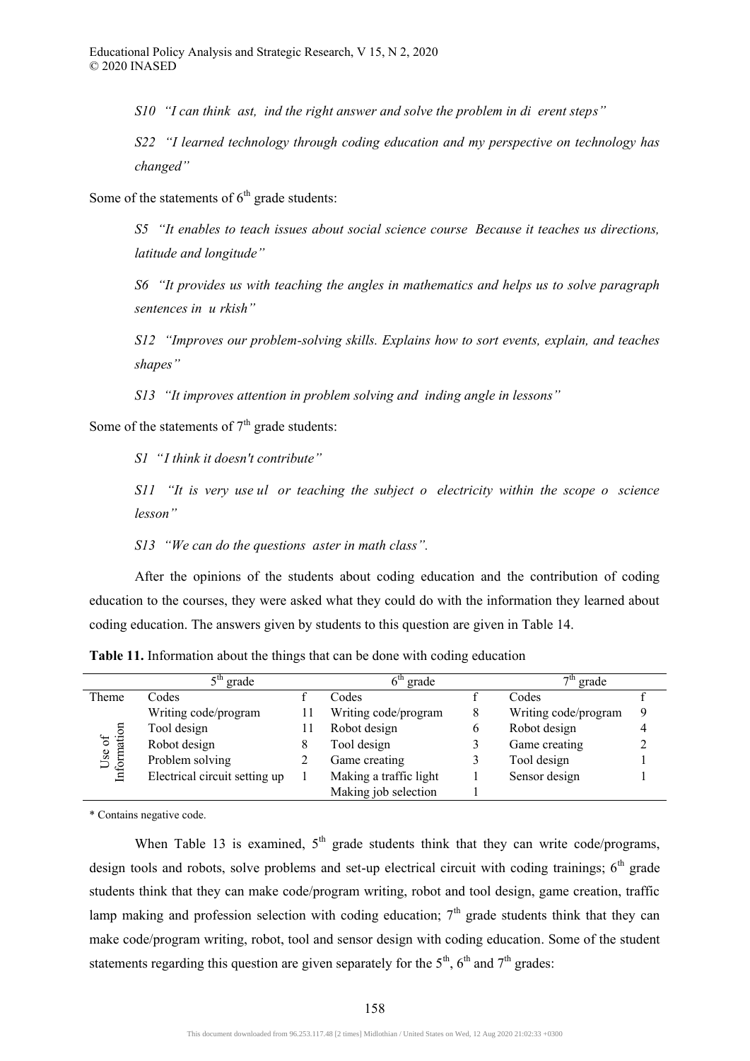*S10 "I can think ast, ind the right answer and solve the problem in di erent steps"*

*S22 "I learned technology through coding education and my perspective on technology has changed"*

Some of the statements of 6th grade students:

*S5 "It enables to teach issues about social science course Because it teaches us directions, latitude and longitude"*

*S6 "It provides us with teaching the angles in mathematics and helps us to solve paragraph sentences in u rkish"*

*S12 "Improves our problem-solving skills. Explains how to sort events, explain, and teaches shapes"*

*S13 "It improves attention in problem solving and inding angle in lessons"*

Some of the statements of 7th grade students:

*S1 "I think it doesn't contribute"*

*S11 "It is very use ul or teaching the subject o electricity within the scope o science lesson"*

*S13 "We can do the questions aster in math class".*

After the opinions of the students about coding education and the contribution of coding education to the courses, they were asked what they could do with the information they learned about coding education. The answers given by students to this question are given in Table 14.

**Table 11.** Information about the things that can be done with coding education

| | 5th grade | | 6th grade | | 7th grade | |
|---|---|---|---|---|---|---|
| Theme | Codes | f | Codes | f | Codes | f |
| Use of Information | Writing code/program | 11 | Writing code/program | 8 | Writing code/program | 9 |
| | Tool design | 11 | Robot design | 6 | Robot design | 4 |
| | Robot design | 8 | Tool design | 3 | Game creating | 2 |
| | Problem solving | 2 | Game creating | 3 | Tool design | 1 |
| | Electrical circuit setting up | 1 | Making a traffic light | 1 | Sensor design | 1 |
| | | | Making job selection | 1 | | |

\* Contains negative code.

When Table 13 is examined, 5th grade students think that they can write code/programs, design tools and robots, solve problems and set-up electrical circuit with coding trainings; 6th grade students think that they can make code/program writing, robot and tool design, game creation, traffic lamp making and profession selection with coding education; 7th grade students think that they can make code/program writing, robot, tool and sensor design with coding education. Some of the student statements regarding this question are given separately for the 5th, 6th and 7th grades: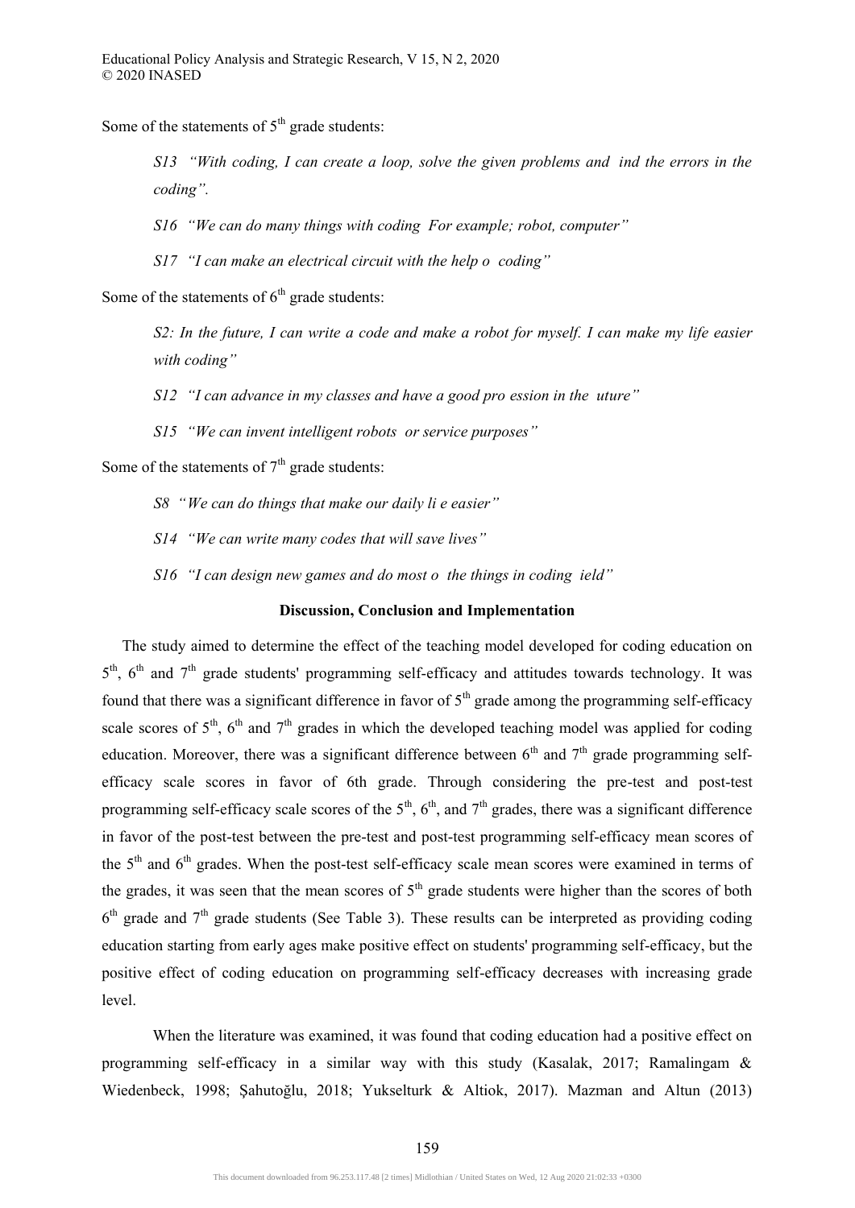Some of the statements of 5th grade students:

> *S13 "With coding, I can create a loop, solve the given problems and ind the errors in the coding".*
>
> *S16 "We can do many things with coding For example; robot, computer"*
>
> *S17 "I can make an electrical circuit with the help o coding"*

Some of the statements of 6th grade students:

> *S2: In the future, I can write a code and make a robot for myself. I can make my life easier with coding"*
>
> *S12 "I can advance in my classes and have a good pro ession in the uture"*
>
> *S15 "We can invent intelligent robots or service purposes"*

Some of the statements of 7th grade students:

> *S8 "We can do things that make our daily li e easier"*
>
> *S14 "We can write many codes that will save lives"*
>
> *S16 "I can design new games and do most o the things in coding ield"*

## Discussion, Conclusion and Implementation

The study aimed to determine the effect of the teaching model developed for coding education on 5th, 6th and 7th grade students' programming self-efficacy and attitudes towards technology. It was found that there was a significant difference in favor of 5th grade among the programming self-efficacy scale scores of 5th, 6th and 7th grades in which the developed teaching model was applied for coding education. Moreover, there was a significant difference between 6th and 7th grade programming self-efficacy scale scores in favor of 6th grade. Through considering the pre-test and post-test programming self-efficacy scale scores of the 5th, 6th, and 7th grades, there was a significant difference in favor of the post-test between the pre-test and post-test programming self-efficacy mean scores of the 5th and 6th grades. When the post-test self-efficacy scale mean scores were examined in terms of the grades, it was seen that the mean scores of 5th grade students were higher than the scores of both 6th grade and 7th grade students (See Table 3). These results can be interpreted as providing coding education starting from early ages make positive effect on students' programming self-efficacy, but the positive effect of coding education on programming self-efficacy decreases with increasing grade level.

When the literature was examined, it was found that coding education had a positive effect on programming self-efficacy in a similar way with this study (Kasalak, 2017; Ramalingam & Wiedenbeck, 1998; Şahutoğlu, 2018; Yukselturk & Altiok, 2017). Mazman and Altun (2013)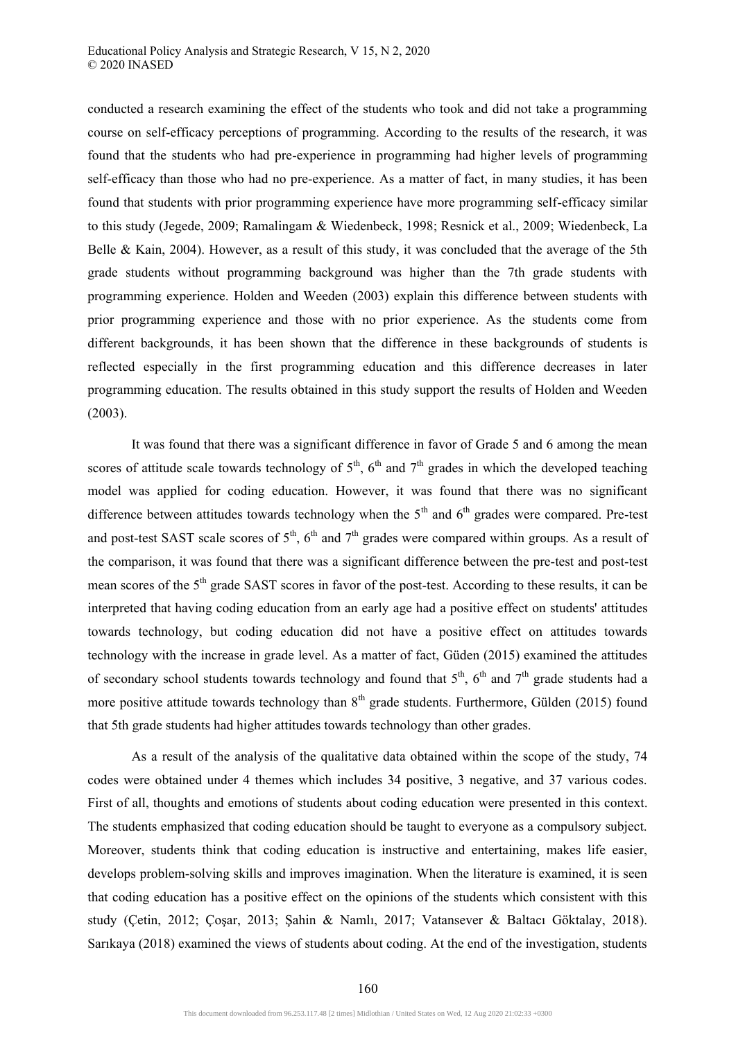conducted a research examining the effect of the students who took and did not take a programming course on self-efficacy perceptions of programming. According to the results of the research, it was found that the students who had pre-experience in programming had higher levels of programming self-efficacy than those who had no pre-experience. As a matter of fact, in many studies, it has been found that students with prior programming experience have more programming self-efficacy similar to this study (Jegede, 2009; Ramalingam & Wiedenbeck, 1998; Resnick et al., 2009; Wiedenbeck, La Belle & Kain, 2004). However, as a result of this study, it was concluded that the average of the 5th grade students without programming background was higher than the 7th grade students with programming experience. Holden and Weeden (2003) explain this difference between students with prior programming experience and those with no prior experience. As the students come from different backgrounds, it has been shown that the difference in these backgrounds of students is reflected especially in the first programming education and this difference decreases in later programming education. The results obtained in this study support the results of Holden and Weeden (2003).

It was found that there was a significant difference in favor of Grade 5 and 6 among the mean scores of attitude scale towards technology of 5th, 6th and 7th grades in which the developed teaching model was applied for coding education. However, it was found that there was no significant difference between attitudes towards technology when the 5th and 6th grades were compared. Pre-test and post-test SAST scale scores of 5th, 6th and 7th grades were compared within groups. As a result of the comparison, it was found that there was a significant difference between the pre-test and post-test mean scores of the 5th grade SAST scores in favor of the post-test. According to these results, it can be interpreted that having coding education from an early age had a positive effect on students' attitudes towards technology, but coding education did not have a positive effect on attitudes towards technology with the increase in grade level. As a matter of fact, Güden (2015) examined the attitudes of secondary school students towards technology and found that 5th, 6th and 7th grade students had a more positive attitude towards technology than 8th grade students. Furthermore, Gülden (2015) found that 5th grade students had higher attitudes towards technology than other grades.

As a result of the analysis of the qualitative data obtained within the scope of the study, 74 codes were obtained under 4 themes which includes 34 positive, 3 negative, and 37 various codes. First of all, thoughts and emotions of students about coding education were presented in this context. The students emphasized that coding education should be taught to everyone as a compulsory subject. Moreover, students think that coding education is instructive and entertaining, makes life easier, develops problem-solving skills and improves imagination. When the literature is examined, it is seen that coding education has a positive effect on the opinions of the students which consistent with this study (Çetin, 2012; Çoşar, 2013; Şahin & Namlı, 2017; Vatansever & Baltacı Göktalay, 2018). Sarıkaya (2018) examined the views of students about coding. At the end of the investigation, students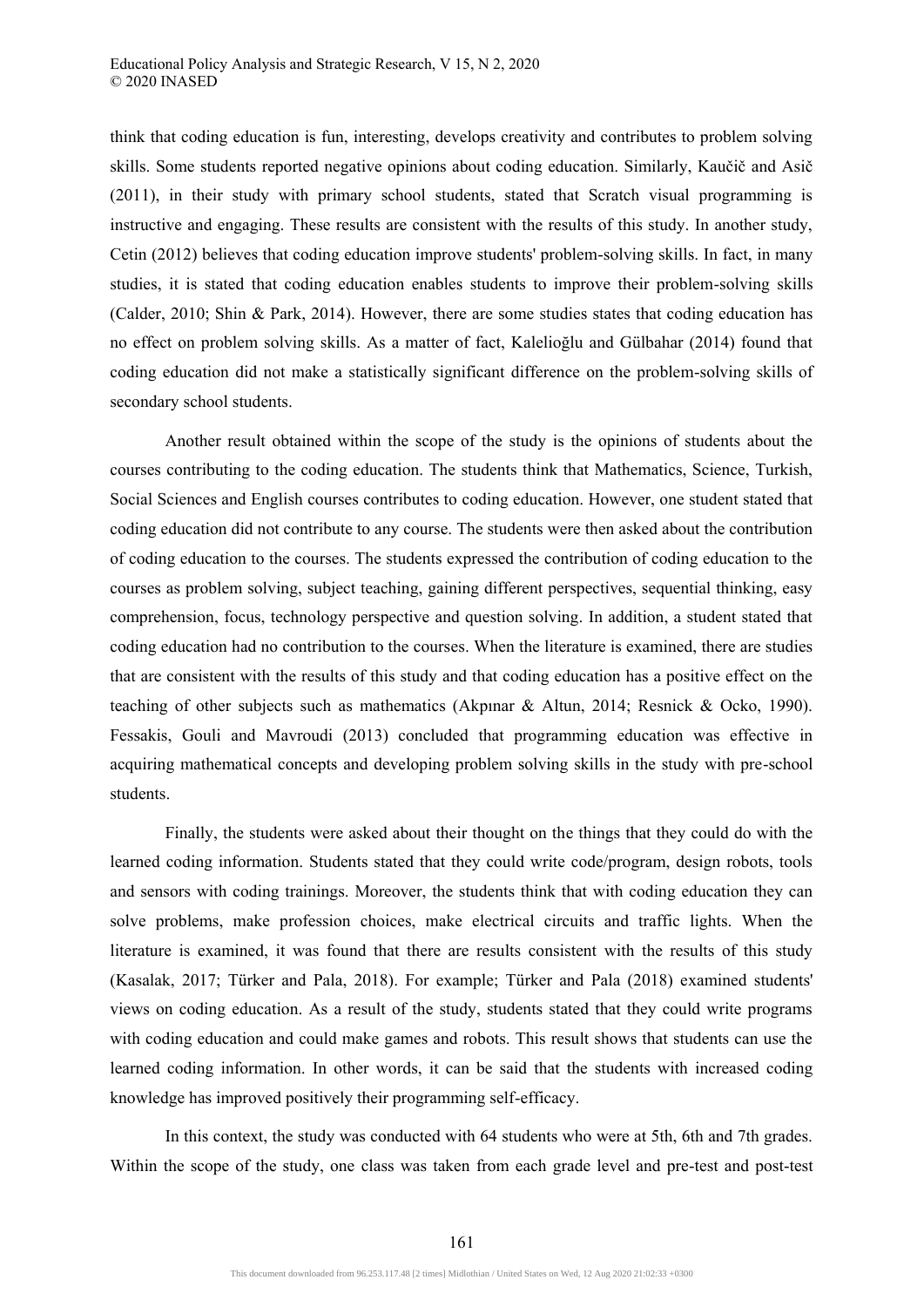think that coding education is fun, interesting, develops creativity and contributes to problem solving skills. Some students reported negative opinions about coding education. Similarly, Kaučič and Asič (2011), in their study with primary school students, stated that Scratch visual programming is instructive and engaging. These results are consistent with the results of this study. In another study, Cetin (2012) believes that coding education improve students' problem-solving skills. In fact, in many studies, it is stated that coding education enables students to improve their problem-solving skills (Calder, 2010; Shin & Park, 2014). However, there are some studies states that coding education has no effect on problem solving skills. As a matter of fact, Kalelioğlu and Gülbahar (2014) found that coding education did not make a statistically significant difference on the problem-solving skills of secondary school students.

Another result obtained within the scope of the study is the opinions of students about the courses contributing to the coding education. The students think that Mathematics, Science, Turkish, Social Sciences and English courses contributes to coding education. However, one student stated that coding education did not contribute to any course. The students were then asked about the contribution of coding education to the courses. The students expressed the contribution of coding education to the courses as problem solving, subject teaching, gaining different perspectives, sequential thinking, easy comprehension, focus, technology perspective and question solving. In addition, a student stated that coding education had no contribution to the courses. When the literature is examined, there are studies that are consistent with the results of this study and that coding education has a positive effect on the teaching of other subjects such as mathematics (Akpınar & Altun, 2014; Resnick & Ocko, 1990). Fessakis, Gouli and Mavroudi (2013) concluded that programming education was effective in acquiring mathematical concepts and developing problem solving skills in the study with pre-school students.

Finally, the students were asked about their thought on the things that they could do with the learned coding information. Students stated that they could write code/program, design robots, tools and sensors with coding trainings. Moreover, the students think that with coding education they can solve problems, make profession choices, make electrical circuits and traffic lights. When the literature is examined, it was found that there are results consistent with the results of this study (Kasalak, 2017; Türker and Pala, 2018). For example; Türker and Pala (2018) examined students' views on coding education. As a result of the study, students stated that they could write programs with coding education and could make games and robots. This result shows that students can use the learned coding information. In other words, it can be said that the students with increased coding knowledge has improved positively their programming self-efficacy.

In this context, the study was conducted with 64 students who were at 5th, 6th and 7th grades. Within the scope of the study, one class was taken from each grade level and pre-test and post-test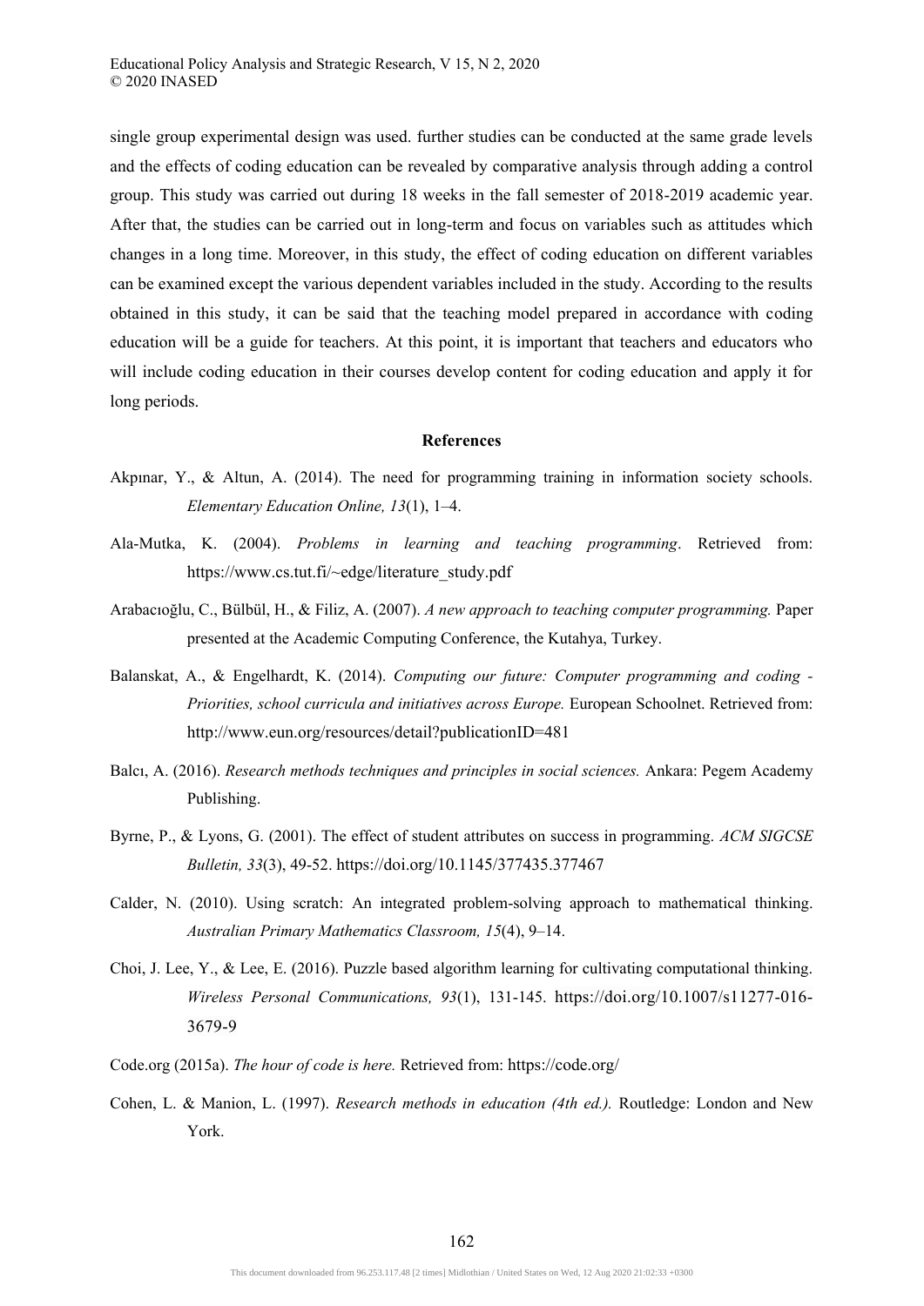single group experimental design was used. further studies can be conducted at the same grade levels and the effects of coding education can be revealed by comparative analysis through adding a control group. This study was carried out during 18 weeks in the fall semester of 2018-2019 academic year. After that, the studies can be carried out in long-term and focus on variables such as attitudes which changes in a long time. Moreover, in this study, the effect of coding education on different variables can be examined except the various dependent variables included in the study. According to the results obtained in this study, it can be said that the teaching model prepared in accordance with coding education will be a guide for teachers. At this point, it is important that teachers and educators who will include coding education in their courses develop content for coding education and apply it for long periods.

## References

Akpınar, Y., & Altun, A. (2014). The need for programming training in information society schools. *Elementary Education Online, 13*(1), 1–4.

Ala-Mutka, K. (2004). *Problems in learning and teaching programming*. Retrieved from: https://www.cs.tut.fi/~edge/literature_study.pdf

Arabacıoğlu, C., Bülbül, H., & Filiz, A. (2007). *A new approach to teaching computer programming.* Paper presented at the Academic Computing Conference, the Kutahya, Turkey.

Balanskat, A., & Engelhardt, K. (2014). *Computing our future: Computer programming and coding - Priorities, school curricula and initiatives across Europe.* European Schoolnet. Retrieved from: http://www.eun.org/resources/detail?publicationID=481

Balcı, A. (2016). *Research methods techniques and principles in social sciences.* Ankara: Pegem Academy Publishing.

Byrne, P., & Lyons, G. (2001). The effect of student attributes on success in programming. *ACM SIGCSE Bulletin, 33*(3), 49-52. https://doi.org/10.1145/377435.377467

Calder, N. (2010). Using scratch: An integrated problem-solving approach to mathematical thinking. *Australian Primary Mathematics Classroom, 15*(4), 9–14.

Choi, J. Lee, Y., & Lee, E. (2016). Puzzle based algorithm learning for cultivating computational thinking. *Wireless Personal Communications, 93*(1), 131-145. https://doi.org/10.1007/s11277-016-3679-9

Code.org (2015a). *The hour of code is here.* Retrieved from: https://code.org/

Cohen, L. & Manion, L. (1997). *Research methods in education (4th ed.).* Routledge: London and New York.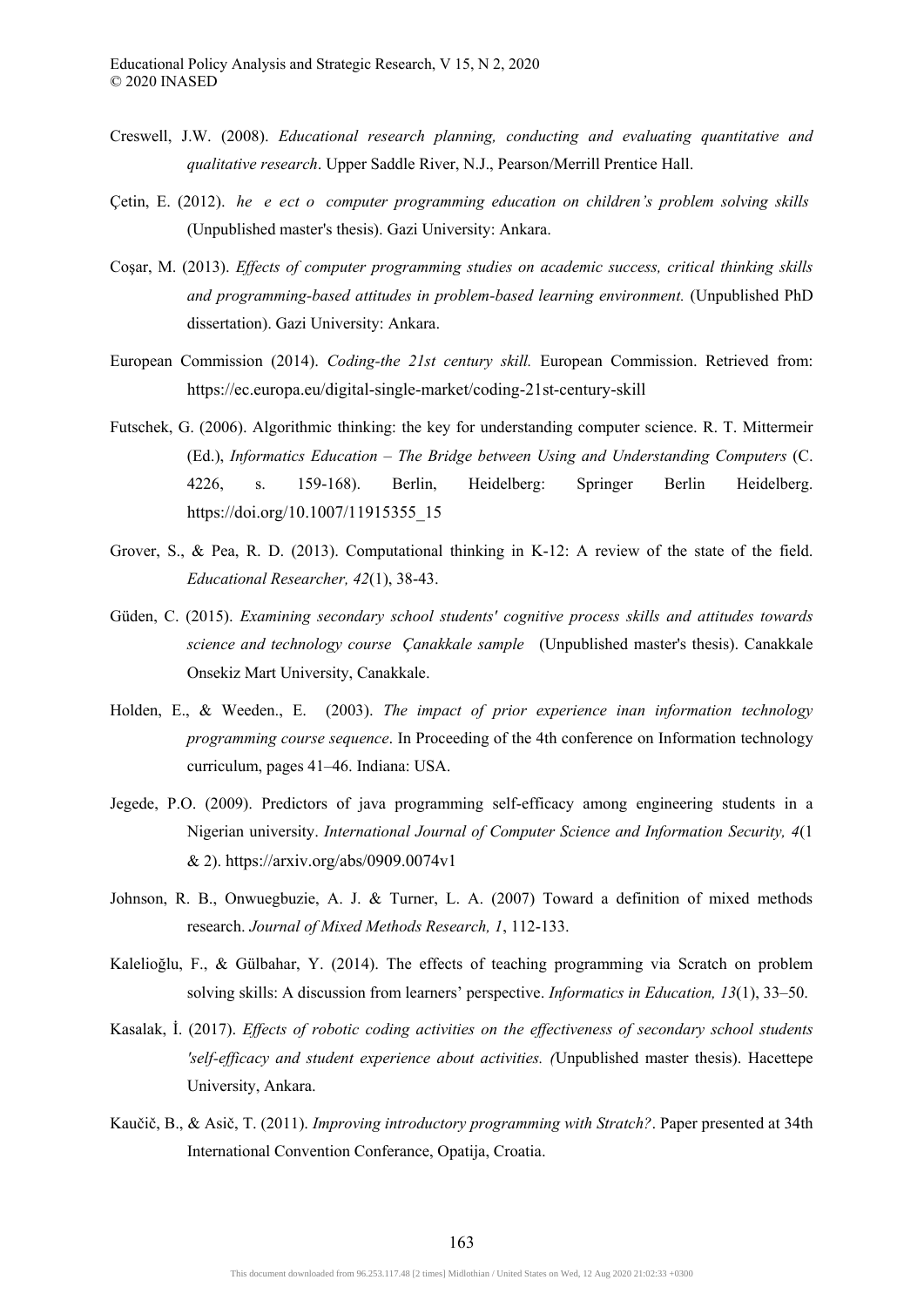Creswell, J.W. (2008). *Educational research planning, conducting and evaluating quantitative and qualitative research*. Upper Saddle River, N.J., Pearson/Merrill Prentice Hall.

Çetin, E. (2012). *he e ect o computer programming education on children's problem solving skills* (Unpublished master's thesis). Gazi University: Ankara.

Coşar, M. (2013). *Effects of computer programming studies on academic success, critical thinking skills and programming-based attitudes in problem-based learning environment.* (Unpublished PhD dissertation). Gazi University: Ankara.

European Commission (2014). *Coding-the 21st century skill.* European Commission. Retrieved from: https://ec.europa.eu/digital-single-market/coding-21st-century-skill

Futschek, G. (2006). Algorithmic thinking: the key for understanding computer science. R. T. Mittermeir (Ed.), *Informatics Education – The Bridge between Using and Understanding Computers* (C. 4226, s. 159-168). Berlin, Heidelberg: Springer Berlin Heidelberg. https://doi.org/10.1007/11915355_15

Grover, S., & Pea, R. D. (2013). Computational thinking in K-12: A review of the state of the field. *Educational Researcher, 42*(1), 38-43.

Güden, C. (2015). *Examining secondary school students' cognitive process skills and attitudes towards science and technology course Çanakkale sample* (Unpublished master's thesis). Canakkale Onsekiz Mart University, Canakkale.

Holden, E., & Weeden., E. (2003). *The impact of prior experience inan information technology programming course sequence*. In Proceeding of the 4th conference on Information technology curriculum, pages 41–46. Indiana: USA.

Jegede, P.O. (2009). Predictors of java programming self-efficacy among engineering students in a Nigerian university. *International Journal of Computer Science and Information Security, 4*(1 & 2). https://arxiv.org/abs/0909.0074v1

Johnson, R. B., Onwuegbuzie, A. J. & Turner, L. A. (2007) Toward a definition of mixed methods research. *Journal of Mixed Methods Research, 1*, 112-133.

Kalelioğlu, F., & Gülbahar, Y. (2014). The effects of teaching programming via Scratch on problem solving skills: A discussion from learners' perspective. *Informatics in Education, 13*(1), 33–50.

Kasalak, İ. (2017). *Effects of robotic coding activities on the effectiveness of secondary school students 'self-efficacy and student experience about activities. (*Unpublished master thesis). Hacettepe University, Ankara.

Kaučič, B., & Asič, T. (2011). *Improving introductory programming with Stratch?*. Paper presented at 34th International Convention Conferance, Opatija, Croatia.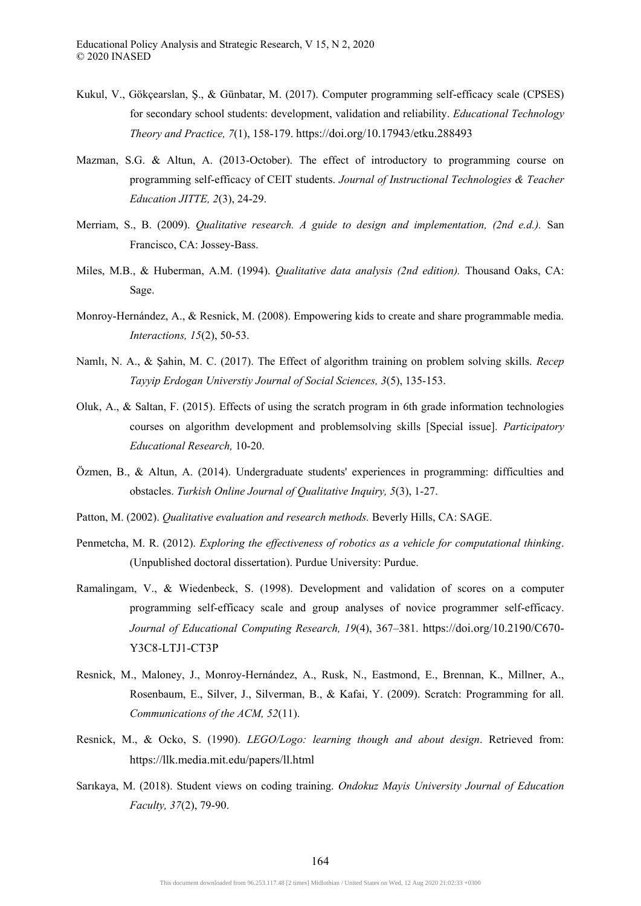Kukul, V., Gökçearslan, Ş., & Günbatar, M. (2017). Computer programming self-efficacy scale (CPSES) for secondary school students: development, validation and reliability. *Educational Technology Theory and Practice, 7*(1), 158-179. https://doi.org/10.17943/etku.288493

Mazman, S.G. & Altun, A. (2013-October). The effect of introductory to programming course on programming self-efficacy of CEIT students. *Journal of Instructional Technologies & Teacher Education JITTE, 2*(3), 24-29.

Merriam, S., B. (2009). *Qualitative research. A guide to design and implementation, (2nd e.d.).* San Francisco, CA: Jossey-Bass.

Miles, M.B., & Huberman, A.M. (1994). *Qualitative data analysis (2nd edition).* Thousand Oaks, CA: Sage.

Monroy-Hernández, A., & Resnick, M. (2008). Empowering kids to create and share programmable media. *Interactions, 15*(2), 50-53.

Namlı, N. A., & Şahin, M. C. (2017). The Effect of algorithm training on problem solving skills. *Recep Tayyip Erdogan Universtiy Journal of Social Sciences, 3*(5), 135-153.

Oluk, A., & Saltan, F. (2015). Effects of using the scratch program in 6th grade information technologies courses on algorithm development and problemsolving skills [Special issue]. *Participatory Educational Research,* 10-20.

Özmen, B., & Altun, A. (2014). Undergraduate students' experiences in programming: difficulties and obstacles. *Turkish Online Journal of Qualitative Inquiry, 5*(3), 1-27.

Patton, M. (2002). *Qualitative evaluation and research methods.* Beverly Hills, CA: SAGE.

Penmetcha, M. R. (2012). *Exploring the effectiveness of robotics as a vehicle for computational thinking*. (Unpublished doctoral dissertation). Purdue University: Purdue.

Ramalingam, V., & Wiedenbeck, S. (1998). Development and validation of scores on a computer programming self-efficacy scale and group analyses of novice programmer self-efficacy. *Journal of Educational Computing Research, 19*(4), 367–381. https://doi.org/10.2190/C670-Y3C8-LTJ1-CT3P

Resnick, M., Maloney, J., Monroy-Hernández, A., Rusk, N., Eastmond, E., Brennan, K., Millner, A., Rosenbaum, E., Silver, J., Silverman, B., & Kafai, Y. (2009). Scratch: Programming for all. *Communications of the ACM, 52*(11).

Resnick, M., & Ocko, S. (1990). *LEGO/Logo: learning though and about design*. Retrieved from: https://llk.media.mit.edu/papers/ll.html

Sarıkaya, M. (2018). Student views on coding training. *Ondokuz Mayis University Journal of Education Faculty, 37*(2), 79-90.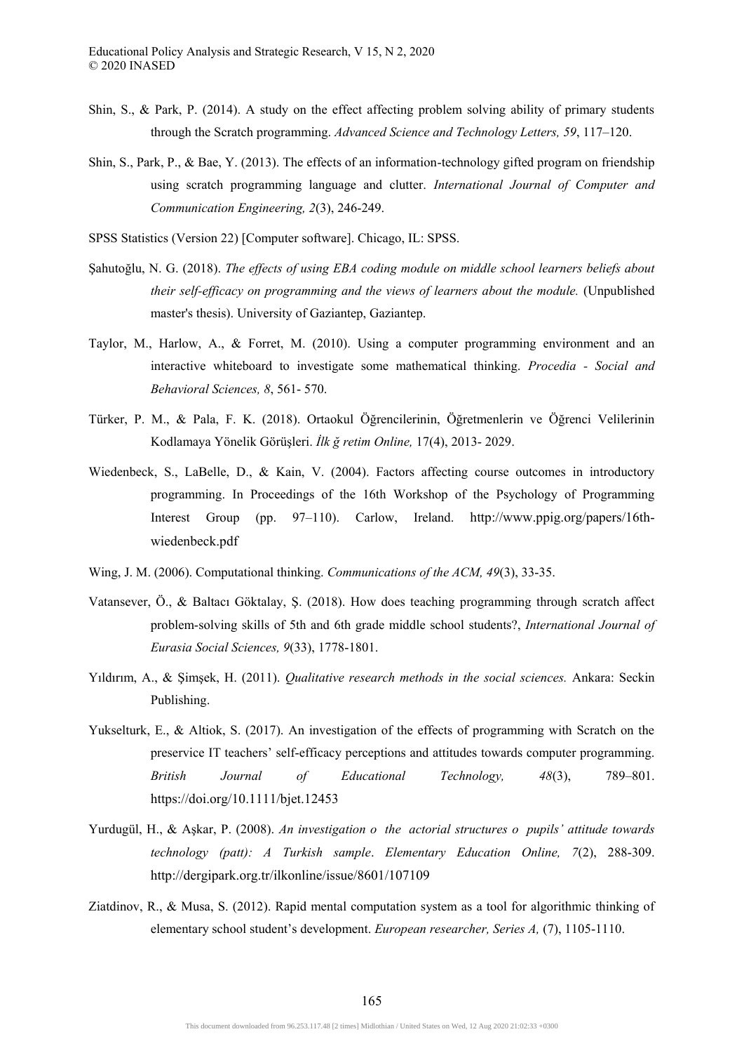Shin, S., & Park, P. (2014). A study on the effect affecting problem solving ability of primary students through the Scratch programming. *Advanced Science and Technology Letters, 59*, 117–120.

Shin, S., Park, P., & Bae, Y. (2013). The effects of an information-technology gifted program on friendship using scratch programming language and clutter. *International Journal of Computer and Communication Engineering, 2*(3), 246-249.

SPSS Statistics (Version 22) [Computer software]. Chicago, IL: SPSS.

Şahutoğlu, N. G. (2018). *The effects of using EBA coding module on middle school learners beliefs about their self-efficacy on programming and the views of learners about the module.* (Unpublished master's thesis). University of Gaziantep, Gaziantep.

Taylor, M., Harlow, A., & Forret, M. (2010). Using a computer programming environment and an interactive whiteboard to investigate some mathematical thinking. *Procedia - Social and Behavioral Sciences, 8*, 561- 570.

Türker, P. M., & Pala, F. K. (2018). Ortaokul Öğrencilerinin, Öğretmenlerin ve Öğrenci Velilerinin Kodlamaya Yönelik Görüşleri. *İlk ğ retim Online,* 17(4), 2013- 2029.

Wiedenbeck, S., LaBelle, D., & Kain, V. (2004). Factors affecting course outcomes in introductory programming. In Proceedings of the 16th Workshop of the Psychology of Programming Interest Group (pp. 97–110). Carlow, Ireland. http://www.ppig.org/papers/16th-wiedenbeck.pdf

Wing, J. M. (2006). Computational thinking. *Communications of the ACM, 49*(3), 33-35.

Vatansever, Ö., & Baltacı Göktalay, Ş. (2018). How does teaching programming through scratch affect problem-solving skills of 5th and 6th grade middle school students?, *International Journal of Eurasia Social Sciences, 9*(33), 1778-1801.

Yıldırım, A., & Şimşek, H. (2011). *Qualitative research methods in the social sciences.* Ankara: Seckin Publishing.

Yukselturk, E., & Altiok, S. (2017). An investigation of the effects of programming with Scratch on the preservice IT teachers' self-efficacy perceptions and attitudes towards computer programming. *British Journal of Educational Technology, 48*(3), 789–801. https://doi.org/10.1111/bjet.12453

Yurdugül, H., & Aşkar, P. (2008). *An investigation o the actorial structures o pupils' attitude towards technology (patt): A Turkish sample*. *Elementary Education Online, 7*(2), 288-309. http://dergipark.org.tr/ilkonline/issue/8601/107109

Ziatdinov, R., & Musa, S. (2012). Rapid mental computation system as a tool for algorithmic thinking of elementary school student's development. *European researcher, Series A,* (7), 1105-1110.